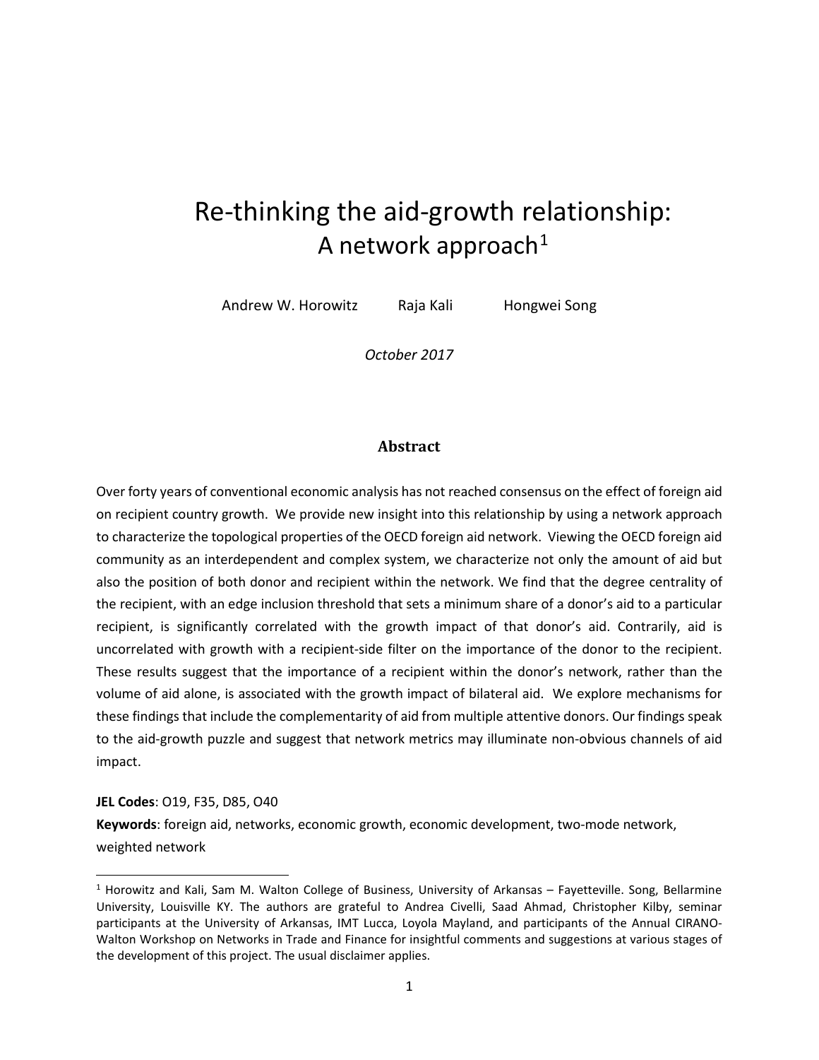# Re-thinking the aid-growth relationship: A network approach[1]

Andrew W. Horowitz    Raja Kali    Hongwei Song

*October 2017*

## Abstract

Over forty years of conventional economic analysis has not reached consensus on the effect of foreign aid on recipient country growth. We provide new insight into this relationship by using a network approach to characterize the topological properties of the OECD foreign aid network. Viewing the OECD foreign aid community as an interdependent and complex system, we characterize not only the amount of aid but also the position of both donor and recipient within the network. We find that the degree centrality of the recipient, with an edge inclusion threshold that sets a minimum share of a donor's aid to a particular recipient, is significantly correlated with the growth impact of that donor's aid. Contrarily, aid is uncorrelated with growth with a recipient-side filter on the importance of the donor to the recipient. These results suggest that the importance of a recipient within the donor's network, rather than the volume of aid alone, is associated with the growth impact of bilateral aid. We explore mechanisms for these findings that include the complementarity of aid from multiple attentive donors. Our findings speak to the aid-growth puzzle and suggest that network metrics may illuminate non-obvious channels of aid impact.

**JEL Codes**: O19, F35, D85, O40

**Keywords**: foreign aid, networks, economic growth, economic development, two-mode network, weighted network

[1] Horowitz and Kali, Sam M. Walton College of Business, University of Arkansas – Fayetteville. Song, Bellarmine University, Louisville KY. The authors are grateful to Andrea Civelli, Saad Ahmad, Christopher Kilby, seminar participants at the University of Arkansas, IMT Lucca, Loyola Mayland, and participants of the Annual CIRANO-Walton Workshop on Networks in Trade and Finance for insightful comments and suggestions at various stages of the development of this project. The usual disclaimer applies.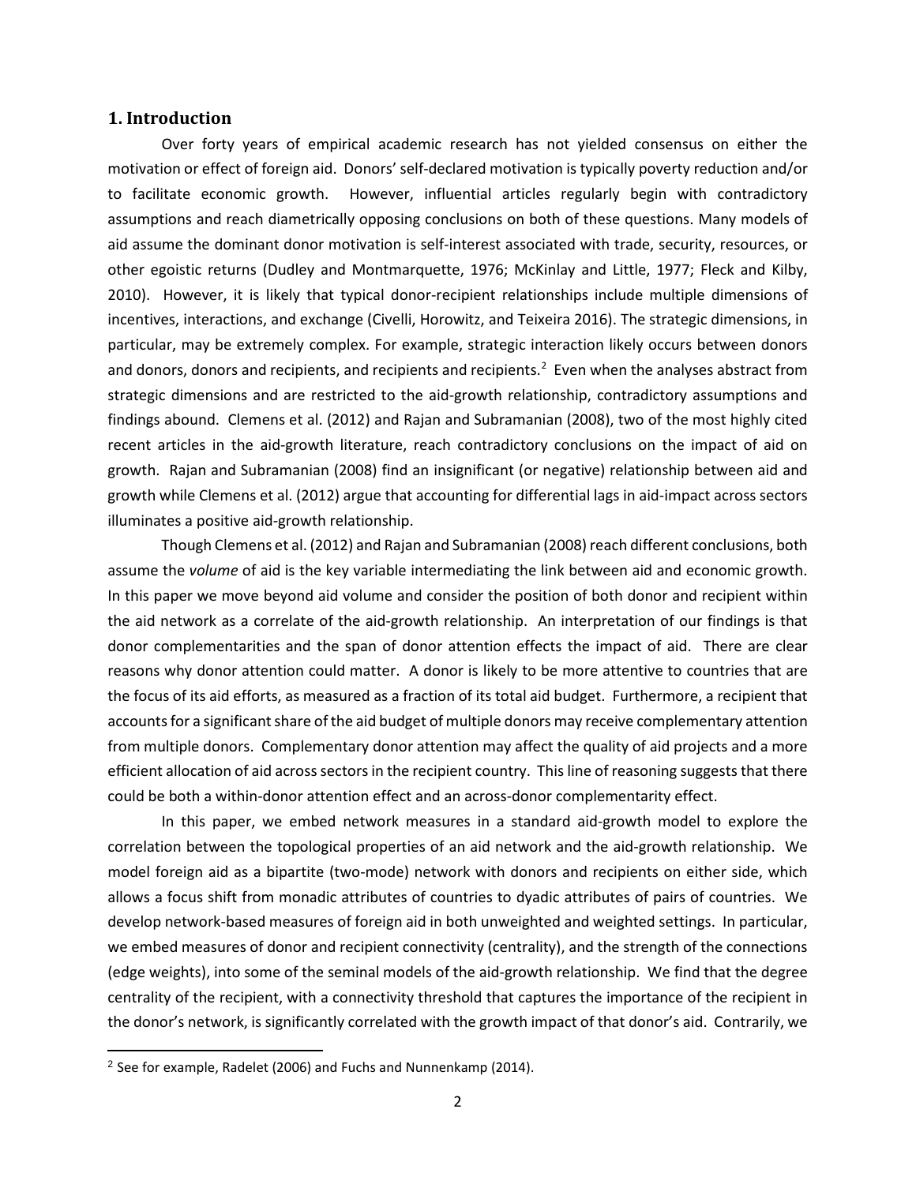## 1. Introduction

Over forty years of empirical academic research has not yielded consensus on either the motivation or effect of foreign aid. Donors' self-declared motivation is typically poverty reduction and/or to facilitate economic growth. However, influential articles regularly begin with contradictory assumptions and reach diametrically opposing conclusions on both of these questions. Many models of aid assume the dominant donor motivation is self-interest associated with trade, security, resources, or other egoistic returns (Dudley and Montmarquette, 1976; McKinlay and Little, 1977; Fleck and Kilby, 2010). However, it is likely that typical donor-recipient relationships include multiple dimensions of incentives, interactions, and exchange (Civelli, Horowitz, and Teixeira 2016). The strategic dimensions, in particular, may be extremely complex. For example, strategic interaction likely occurs between donors and donors, donors and recipients, and recipients and recipients.[2] Even when the analyses abstract from strategic dimensions and are restricted to the aid-growth relationship, contradictory assumptions and findings abound. Clemens et al. (2012) and Rajan and Subramanian (2008), two of the most highly cited recent articles in the aid-growth literature, reach contradictory conclusions on the impact of aid on growth. Rajan and Subramanian (2008) find an insignificant (or negative) relationship between aid and growth while Clemens et al. (2012) argue that accounting for differential lags in aid-impact across sectors illuminates a positive aid-growth relationship.

Though Clemens et al. (2012) and Rajan and Subramanian (2008) reach different conclusions, both assume the *volume* of aid is the key variable intermediating the link between aid and economic growth. In this paper we move beyond aid volume and consider the position of both donor and recipient within the aid network as a correlate of the aid-growth relationship. An interpretation of our findings is that donor complementarities and the span of donor attention effects the impact of aid. There are clear reasons why donor attention could matter. A donor is likely to be more attentive to countries that are the focus of its aid efforts, as measured as a fraction of its total aid budget. Furthermore, a recipient that accounts for a significant share of the aid budget of multiple donors may receive complementary attention from multiple donors. Complementary donor attention may affect the quality of aid projects and a more efficient allocation of aid across sectors in the recipient country. This line of reasoning suggests that there could be both a within-donor attention effect and an across-donor complementarity effect.

In this paper, we embed network measures in a standard aid-growth model to explore the correlation between the topological properties of an aid network and the aid-growth relationship. We model foreign aid as a bipartite (two-mode) network with donors and recipients on either side, which allows a focus shift from monadic attributes of countries to dyadic attributes of pairs of countries. We develop network-based measures of foreign aid in both unweighted and weighted settings. In particular, we embed measures of donor and recipient connectivity (centrality), and the strength of the connections (edge weights), into some of the seminal models of the aid-growth relationship. We find that the degree centrality of the recipient, with a connectivity threshold that captures the importance of the recipient in the donor's network, is significantly correlated with the growth impact of that donor's aid. Contrarily, we

[2] See for example, Radelet (2006) and Fuchs and Nunnenkamp (2014).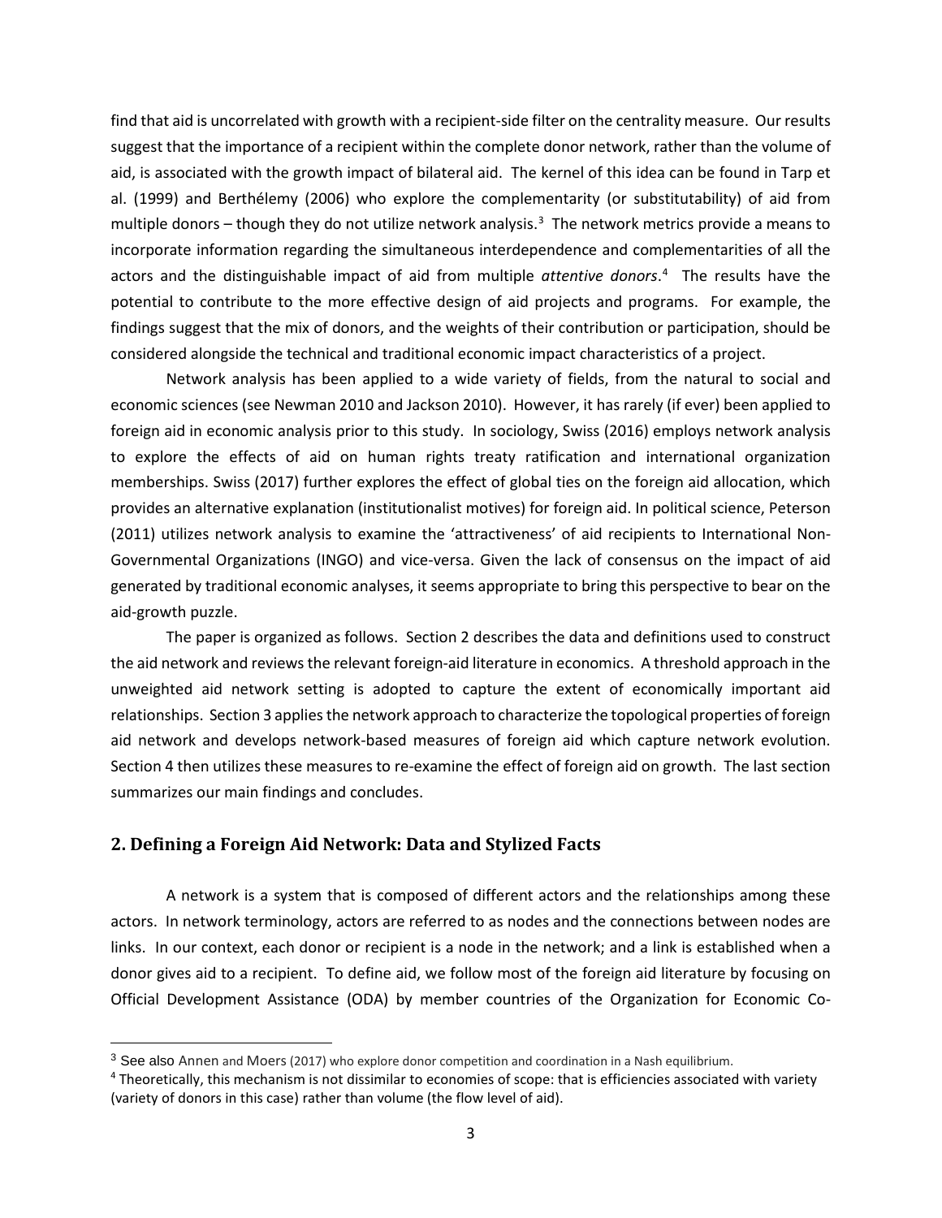find that aid is uncorrelated with growth with a recipient-side filter on the centrality measure. Our results suggest that the importance of a recipient within the complete donor network, rather than the volume of aid, is associated with the growth impact of bilateral aid. The kernel of this idea can be found in Tarp et al. (1999) and Berthélemy (2006) who explore the complementarity (or substitutability) of aid from multiple donors – though they do not utilize network analysis.[3] The network metrics provide a means to incorporate information regarding the simultaneous interdependence and complementarities of all the actors and the distinguishable impact of aid from multiple *attentive donors*.[4] The results have the potential to contribute to the more effective design of aid projects and programs. For example, the findings suggest that the mix of donors, and the weights of their contribution or participation, should be considered alongside the technical and traditional economic impact characteristics of a project.

Network analysis has been applied to a wide variety of fields, from the natural to social and economic sciences (see Newman 2010 and Jackson 2010). However, it has rarely (if ever) been applied to foreign aid in economic analysis prior to this study. In sociology, Swiss (2016) employs network analysis to explore the effects of aid on human rights treaty ratification and international organization memberships. Swiss (2017) further explores the effect of global ties on the foreign aid allocation, which provides an alternative explanation (institutionalist motives) for foreign aid. In political science, Peterson (2011) utilizes network analysis to examine the 'attractiveness' of aid recipients to International Non-Governmental Organizations (INGO) and vice-versa. Given the lack of consensus on the impact of aid generated by traditional economic analyses, it seems appropriate to bring this perspective to bear on the aid-growth puzzle.

The paper is organized as follows. Section 2 describes the data and definitions used to construct the aid network and reviews the relevant foreign-aid literature in economics. A threshold approach in the unweighted aid network setting is adopted to capture the extent of economically important aid relationships. Section 3 applies the network approach to characterize the topological properties of foreign aid network and develops network-based measures of foreign aid which capture network evolution. Section 4 then utilizes these measures to re-examine the effect of foreign aid on growth. The last section summarizes our main findings and concludes.

## 2. Defining a Foreign Aid Network: Data and Stylized Facts

A network is a system that is composed of different actors and the relationships among these actors. In network terminology, actors are referred to as nodes and the connections between nodes are links. In our context, each donor or recipient is a node in the network; and a link is established when a donor gives aid to a recipient. To define aid, we follow most of the foreign aid literature by focusing on Official Development Assistance (ODA) by member countries of the Organization for Economic Co-

[3] See also Annen and Moers (2017) who explore donor competition and coordination in a Nash equilibrium.

[4] Theoretically, this mechanism is not dissimilar to economies of scope: that is efficiencies associated with variety (variety of donors in this case) rather than volume (the flow level of aid).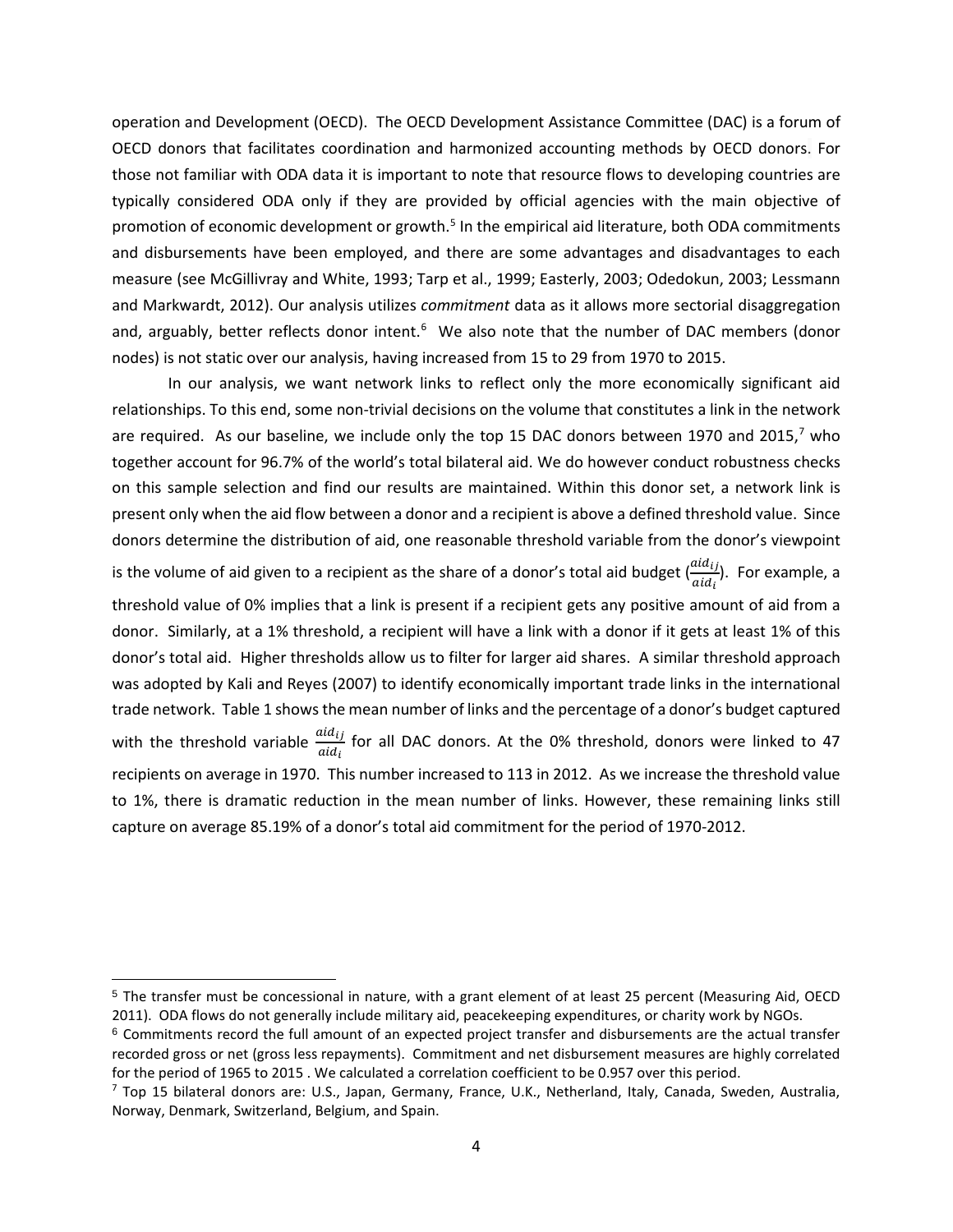operation and Development (OECD). The OECD Development Assistance Committee (DAC) is a forum of OECD donors that facilitates coordination and harmonized accounting methods by OECD donors. For those not familiar with ODA data it is important to note that resource flows to developing countries are typically considered ODA only if they are provided by official agencies with the main objective of promotion of economic development or growth.[5] In the empirical aid literature, both ODA commitments and disbursements have been employed, and there are some advantages and disadvantages to each measure (see McGillivray and White, 1993; Tarp et al., 1999; Easterly, 2003; Odedokun, 2003; Lessmann and Markwardt, 2012). Our analysis utilizes *commitment* data as it allows more sectorial disaggregation and, arguably, better reflects donor intent.[6] We also note that the number of DAC members (donor nodes) is not static over our analysis, having increased from 15 to 29 from 1970 to 2015.

In our analysis, we want network links to reflect only the more economically significant aid relationships. To this end, some non-trivial decisions on the volume that constitutes a link in the network are required. As our baseline, we include only the top 15 DAC donors between 1970 and 2015,[7] who together account for 96.7% of the world's total bilateral aid. We do however conduct robustness checks on this sample selection and find our results are maintained. Within this donor set, a network link is present only when the aid flow between a donor and a recipient is above a defined threshold value. Since donors determine the distribution of aid, one reasonable threshold variable from the donor's viewpoint is the volume of aid given to a recipient as the share of a donor's total aid budget ($\frac{aid_{ij}}{aid_i}$). For example, a threshold value of 0% implies that a link is present if a recipient gets any positive amount of aid from a donor. Similarly, at a 1% threshold, a recipient will have a link with a donor if it gets at least 1% of this donor's total aid. Higher thresholds allow us to filter for larger aid shares. A similar threshold approach was adopted by Kali and Reyes (2007) to identify economically important trade links in the international trade network. Table 1 shows the mean number of links and the percentage of a donor's budget captured with the threshold variable $\frac{aid_{ij}}{aid_i}$ for all DAC donors. At the 0% threshold, donors were linked to 47 recipients on average in 1970. This number increased to 113 in 2012. As we increase the threshold value to 1%, there is dramatic reduction in the mean number of links. However, these remaining links still capture on average 85.19% of a donor's total aid commitment for the period of 1970-2012.

---

[5] The transfer must be concessional in nature, with a grant element of at least 25 percent (Measuring Aid, OECD 2011). ODA flows do not generally include military aid, peacekeeping expenditures, or charity work by NGOs.

[6] Commitments record the full amount of an expected project transfer and disbursements are the actual transfer recorded gross or net (gross less repayments). Commitment and net disbursement measures are highly correlated for the period of 1965 to 2015 . We calculated a correlation coefficient to be 0.957 over this period.

[7] Top 15 bilateral donors are: U.S., Japan, Germany, France, U.K., Netherland, Italy, Canada, Sweden, Australia, Norway, Denmark, Switzerland, Belgium, and Spain.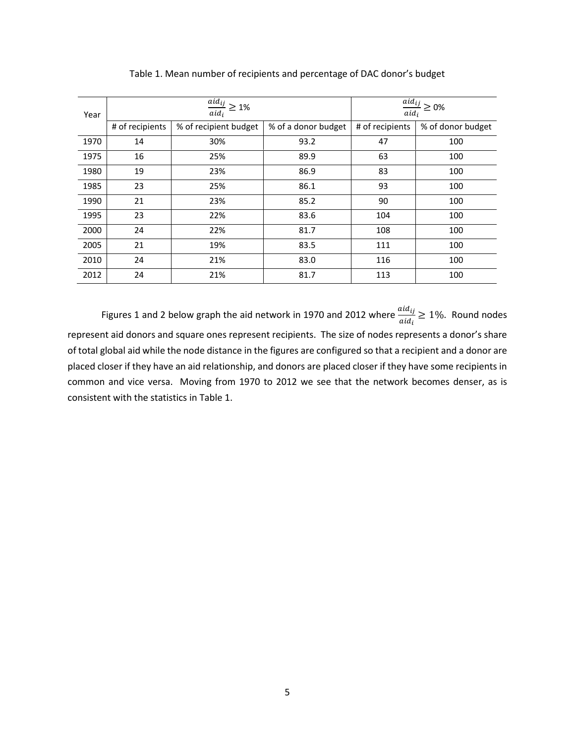Table 1. Mean number of recipients and percentage of DAC donor's budget

| Year | $\frac{aid_{ij}}{aid_i} \geq 1\%$ | | | $\frac{aid_{ij}}{aid_i} \geq 0\%$ | |
|---|---|---|---|---|---|
| | # of recipients | % of recipient budget | % of a donor budget | # of recipients | % of donor budget |
| 1970 | 14 | 30% | 93.2 | 47 | 100 |
| 1975 | 16 | 25% | 89.9 | 63 | 100 |
| 1980 | 19 | 23% | 86.9 | 83 | 100 |
| 1985 | 23 | 25% | 86.1 | 93 | 100 |
| 1990 | 21 | 23% | 85.2 | 90 | 100 |
| 1995 | 23 | 22% | 83.6 | 104 | 100 |
| 2000 | 24 | 22% | 81.7 | 108 | 100 |
| 2005 | 21 | 19% | 83.5 | 111 | 100 |
| 2010 | 24 | 21% | 83.0 | 116 | 100 |
| 2012 | 24 | 21% | 81.7 | 113 | 100 |

Figures 1 and 2 below graph the aid network in 1970 and 2012 where $\frac{aid_{ij}}{aid_i} \geq 1\%$. Round nodes represent aid donors and square ones represent recipients. The size of nodes represents a donor's share of total global aid while the node distance in the figures are configured so that a recipient and a donor are placed closer if they have an aid relationship, and donors are placed closer if they have some recipients in common and vice versa. Moving from 1970 to 2012 we see that the network becomes denser, as is consistent with the statistics in Table 1.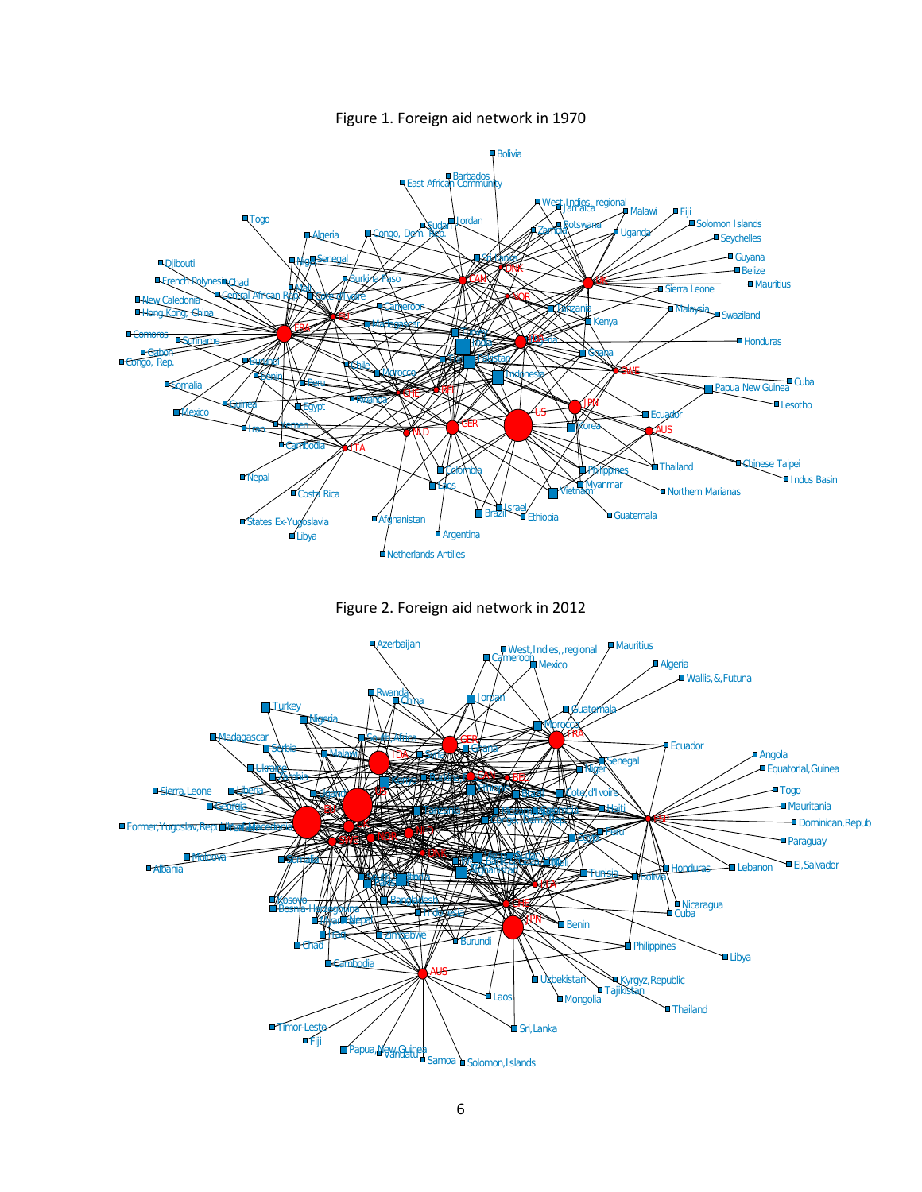Figure 1. Foreign aid network in 1970

Figure 2. Foreign aid network in 2012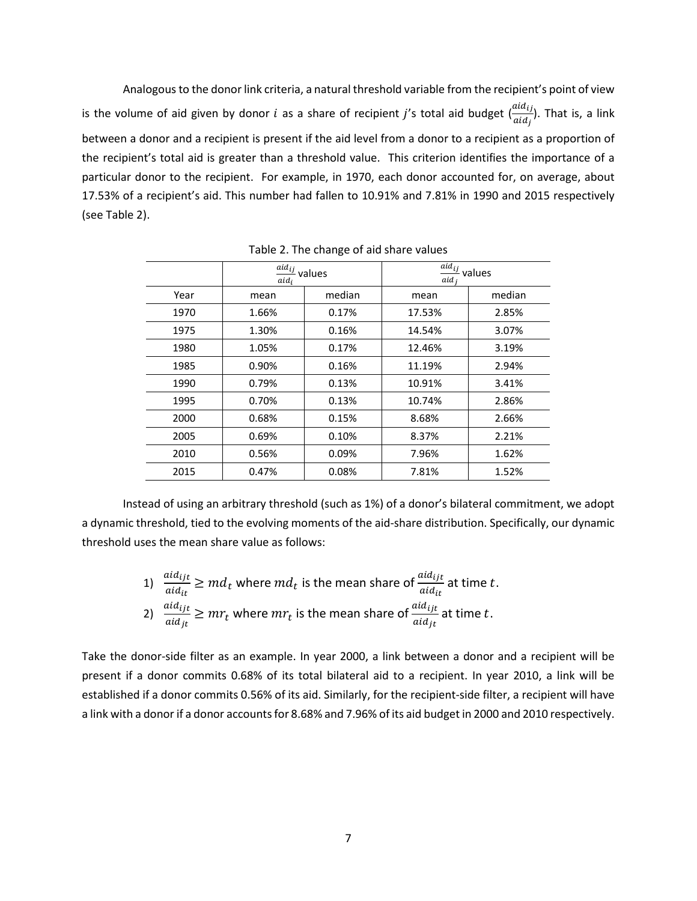Analogous to the donor link criteria, a natural threshold variable from the recipient's point of view is the volume of aid given by donor $i$ as a share of recipient $j$'s total aid budget ($\frac{aid_{ij}}{aid_j}$). That is, a link between a donor and a recipient is present if the aid level from a donor to a recipient as a proportion of the recipient's total aid is greater than a threshold value. This criterion identifies the importance of a particular donor to the recipient. For example, in 1970, each donor accounted for, on average, about 17.53% of a recipient's aid. This number had fallen to 10.91% and 7.81% in 1990 and 2015 respectively (see Table 2).

Table 2. The change of aid share values

| | $\frac{aid_{ij}}{aid_i}$ values | | $\frac{aid_{ij}}{aid_j}$ values | |
|---|---|---|---|---|
| Year | mean | median | mean | median |
| 1970 | 1.66% | 0.17% | 17.53% | 2.85% |
| 1975 | 1.30% | 0.16% | 14.54% | 3.07% |
| 1980 | 1.05% | 0.17% | 12.46% | 3.19% |
| 1985 | 0.90% | 0.16% | 11.19% | 2.94% |
| 1990 | 0.79% | 0.13% | 10.91% | 3.41% |
| 1995 | 0.70% | 0.13% | 10.74% | 2.86% |
| 2000 | 0.68% | 0.15% | 8.68% | 2.66% |
| 2005 | 0.69% | 0.10% | 8.37% | 2.21% |
| 2010 | 0.56% | 0.09% | 7.96% | 1.62% |
| 2015 | 0.47% | 0.08% | 7.81% | 1.52% |

Instead of using an arbitrary threshold (such as 1%) of a donor's bilateral commitment, we adopt a dynamic threshold, tied to the evolving moments of the aid-share distribution. Specifically, our dynamic threshold uses the mean share value as follows:

1) $\frac{aid_{ijt}}{aid_{it}} \geq md_t$ where $md_t$ is the mean share of $\frac{aid_{ijt}}{aid_{it}}$ at time $t$.
2) $\frac{aid_{ijt}}{aid_{jt}} \geq mr_t$ where $mr_t$ is the mean share of $\frac{aid_{ijt}}{aid_{jt}}$ at time $t$.

Take the donor-side filter as an example. In year 2000, a link between a donor and a recipient will be present if a donor commits 0.68% of its total bilateral aid to a recipient. In year 2010, a link will be established if a donor commits 0.56% of its aid. Similarly, for the recipient-side filter, a recipient will have a link with a donor if a donor accounts for 8.68% and 7.96% of its aid budget in 2000 and 2010 respectively.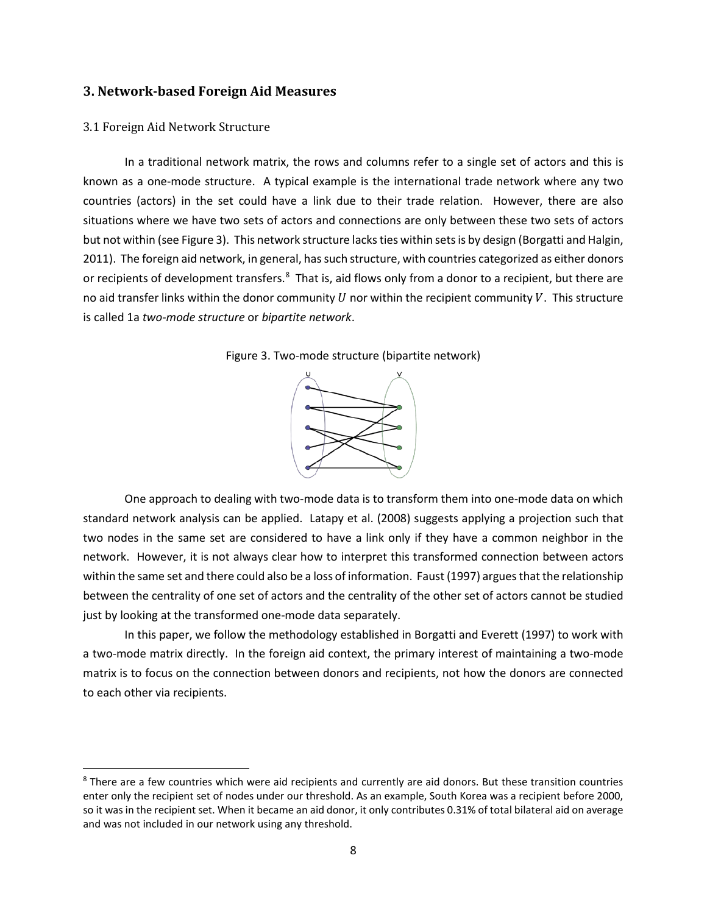## 3. Network-based Foreign Aid Measures

### 3.1 Foreign Aid Network Structure

In a traditional network matrix, the rows and columns refer to a single set of actors and this is known as a one-mode structure. A typical example is the international trade network where any two countries (actors) in the set could have a link due to their trade relation. However, there are also situations where we have two sets of actors and connections are only between these two sets of actors but not within (see Figure 3). This network structure lacks ties within sets is by design (Borgatti and Halgin, 2011). The foreign aid network, in general, has such structure, with countries categorized as either donors or recipients of development transfers.[8] That is, aid flows only from a donor to a recipient, but there are no aid transfer links within the donor community $U$ nor within the recipient community $V$. This structure is called 1a *two-mode structure* or *bipartite network*.

Figure 3. Two-mode structure (bipartite network)

U

V

One approach to dealing with two-mode data is to transform them into one-mode data on which standard network analysis can be applied. Latapy et al. (2008) suggests applying a projection such that two nodes in the same set are considered to have a link only if they have a common neighbor in the network. However, it is not always clear how to interpret this transformed connection between actors within the same set and there could also be a loss of information. Faust (1997) argues that the relationship between the centrality of one set of actors and the centrality of the other set of actors cannot be studied just by looking at the transformed one-mode data separately.

In this paper, we follow the methodology established in Borgatti and Everett (1997) to work with a two-mode matrix directly. In the foreign aid context, the primary interest of maintaining a two-mode matrix is to focus on the connection between donors and recipients, not how the donors are connected to each other via recipients.

[8] There are a few countries which were aid recipients and currently are aid donors. But these transition countries enter only the recipient set of nodes under our threshold. As an example, South Korea was a recipient before 2000, so it was in the recipient set. When it became an aid donor, it only contributes 0.31% of total bilateral aid on average and was not included in our network using any threshold.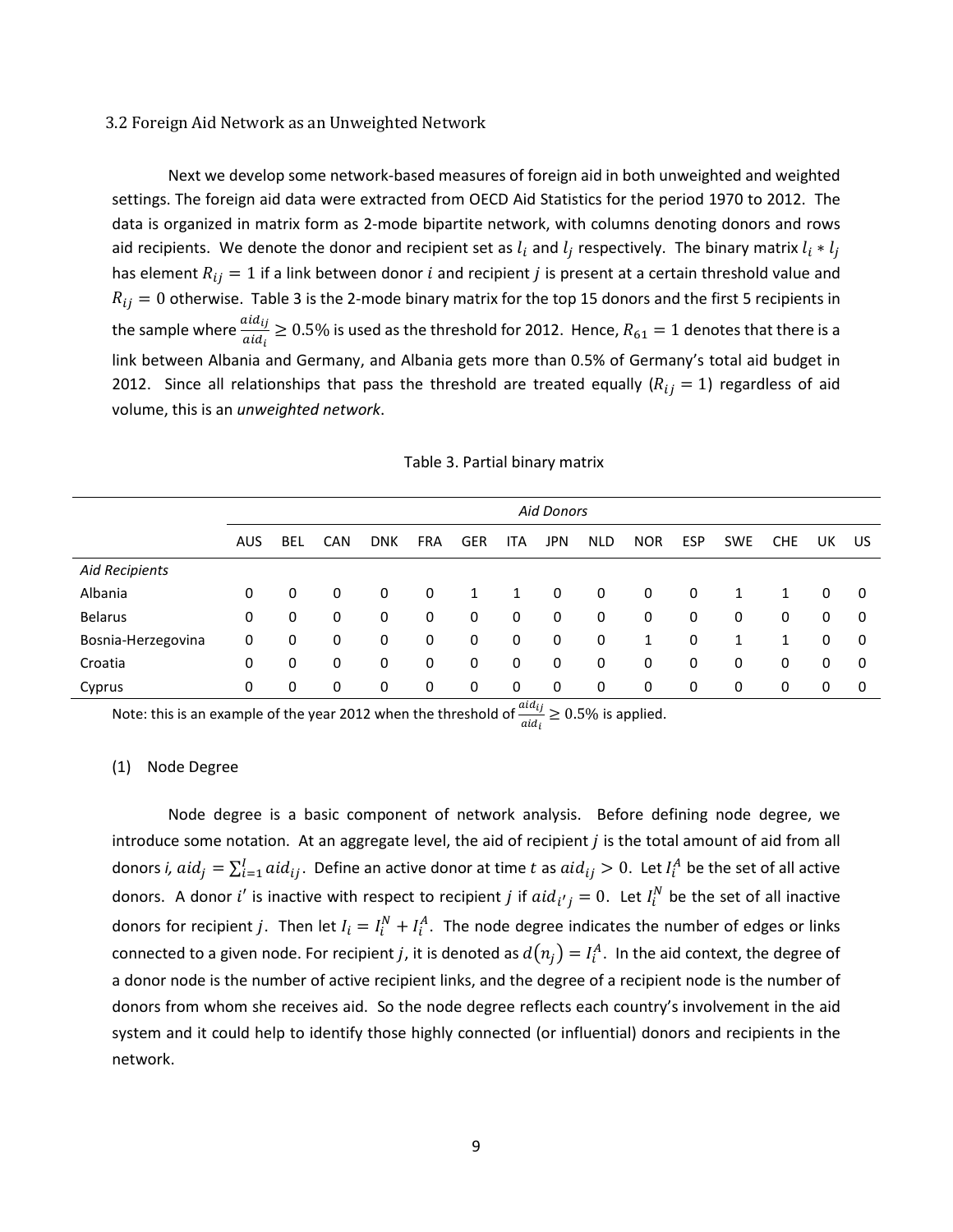### 3.2 Foreign Aid Network as an Unweighted Network

Next we develop some network-based measures of foreign aid in both unweighted and weighted settings. The foreign aid data were extracted from OECD Aid Statistics for the period 1970 to 2012. The data is organized in matrix form as 2-mode bipartite network, with columns denoting donors and rows aid recipients. We denote the donor and recipient set as $l_i$ and $l_j$ respectively. The binary matrix $l_i * l_j$ has element $R_{ij} = 1$ if a link between donor $i$ and recipient $j$ is present at a certain threshold value and $R_{ij} = 0$ otherwise. Table 3 is the 2-mode binary matrix for the top 15 donors and the first 5 recipients in the sample where $\frac{aid_{ij}}{aid_i} \geq 0.5\%$ is used as the threshold for 2012. Hence, $R_{61} = 1$ denotes that there is a link between Albania and Germany, and Albania gets more than 0.5% of Germany's total aid budget in 2012. Since all relationships that pass the threshold are treated equally ($R_{ij} = 1$) regardless of aid volume, this is an *unweighted network*.

Table 3. Partial binary matrix

| | *Aid Donors* | | | | | | | | | | | | | | |
|---|---|---|---|---|---|---|---|---|---|---|---|---|---|---|---|
| | AUS | BEL | CAN | DNK | FRA | GER | ITA | JPN | NLD | NOR | ESP | SWE | CHE | UK | US |
| *Aid Recipients* | | | | | | | | | | | | | | | |
| Albania | 0 | 0 | 0 | 0 | 0 | 1 | 1 | 0 | 0 | 0 | 0 | 1 | 1 | 0 | 0 |
| Belarus | 0 | 0 | 0 | 0 | 0 | 0 | 0 | 0 | 0 | 0 | 0 | 0 | 0 | 0 | 0 |
| Bosnia-Herzegovina | 0 | 0 | 0 | 0 | 0 | 0 | 0 | 0 | 0 | 1 | 0 | 1 | 1 | 0 | 0 |
| Croatia | 0 | 0 | 0 | 0 | 0 | 0 | 0 | 0 | 0 | 0 | 0 | 0 | 0 | 0 | 0 |
| Cyprus | 0 | 0 | 0 | 0 | 0 | 0 | 0 | 0 | 0 | 0 | 0 | 0 | 0 | 0 | 0 |

Note: this is an example of the year 2012 when the threshold of $\frac{aid_{ij}}{aid_i} \geq 0.5\%$ is applied.

(1) Node Degree

Node degree is a basic component of network analysis. Before defining node degree, we introduce some notation. At an aggregate level, the aid of recipient *j* is the total amount of aid from all donors *i*, $aid_j = \sum_{i=1}^{I} aid_{ij}$. Define an active donor at time $t$ as $aid_{ij} > 0$. Let $I_i^A$ be the set of all active donors. A donor $i'$ is inactive with respect to recipient $j$ if $aid_{i'j} = 0$. Let $I_i^N$ be the set of all inactive donors for recipient $j$. Then let $I_i = I_i^N + I_i^A$. The node degree indicates the number of edges or links connected to a given node. For recipient $j$, it is denoted as $d(n_j) = I_i^A$. In the aid context, the degree of a donor node is the number of active recipient links, and the degree of a recipient node is the number of donors from whom she receives aid. So the node degree reflects each country's involvement in the aid system and it could help to identify those highly connected (or influential) donors and recipients in the network.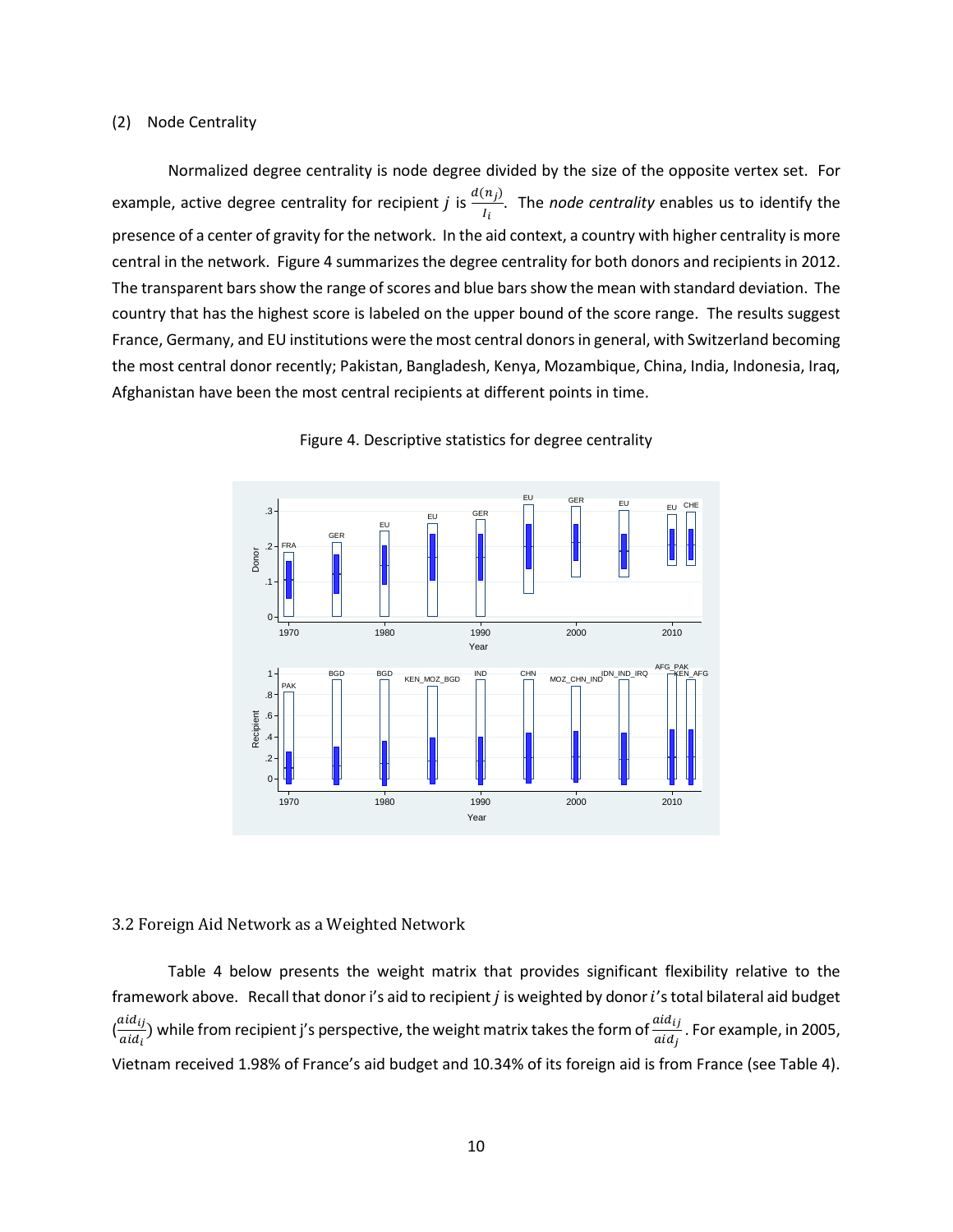(2) Node Centrality

Normalized degree centrality is node degree divided by the size of the opposite vertex set. For example, active degree centrality for recipient $j$ is $\frac{d(n_j)}{I_i}$. The *node centrality* enables us to identify the presence of a center of gravity for the network. In the aid context, a country with higher centrality is more central in the network. Figure 4 summarizes the degree centrality for both donors and recipients in 2012. The transparent bars show the range of scores and blue bars show the mean with standard deviation. The country that has the highest score is labeled on the upper bound of the score range. The results suggest France, Germany, and EU institutions were the most central donors in general, with Switzerland becoming the most central donor recently; Pakistan, Bangladesh, Kenya, Mozambique, China, India, Indonesia, Iraq, Afghanistan have been the most central recipients at different points in time.

Figure 4. Descriptive statistics for degree centrality

Donor
0
.1
.2
.3
FRA GER EU EU GER EU GER EU EU CHE
1970 1980 1990 2000 2010
Year

Recipient
0
.2
.4
.6
.8
1
PAK BGD BGD KEN_MOZ_BGD IND CHN MOZ_CHN_IND IDN_IND_IRQ AFG_PAK KEN_AFG
1970 1980 1990 2000 2010
Year

## 3.2 Foreign Aid Network as a Weighted Network

Table 4 below presents the weight matrix that provides significant flexibility relative to the framework above. Recall that donor i's aid to recipient $j$ is weighted by donor $i$'s total bilateral aid budget ($\frac{aid_{ij}}{aid_i}$) while from recipient j's perspective, the weight matrix takes the form of $\frac{aid_{ij}}{aid_j}$. For example, in 2005, Vietnam received 1.98% of France's aid budget and 10.34% of its foreign aid is from France (see Table 4).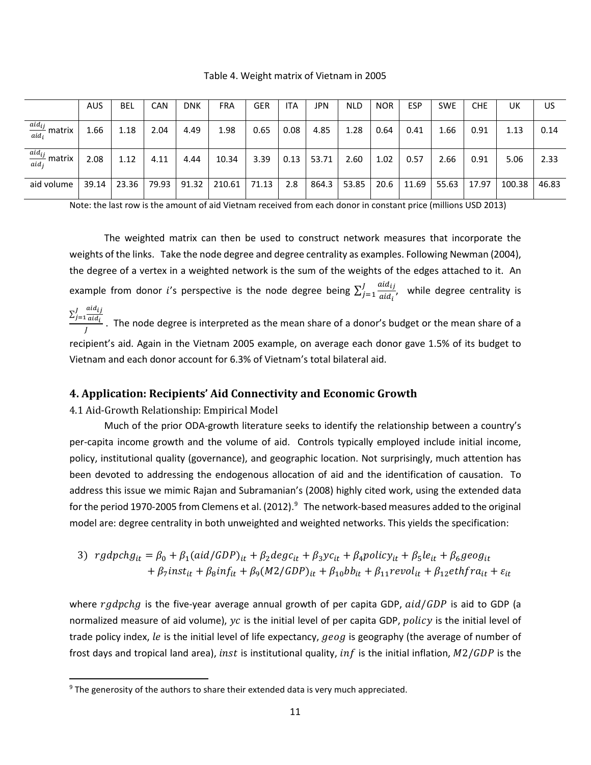Table 4. Weight matrix of Vietnam in 2005

| | AUS | BEL | CAN | DNK | FRA | GER | ITA | JPN | NLD | NOR | ESP | SWE | CHE | UK | US |
|---|---|---|---|---|---|---|---|---|---|---|---|---|---|---|---|
| $\frac{aid_{ij}}{aid_i}$ matrix | 1.66 | 1.18 | 2.04 | 4.49 | 1.98 | 0.65 | 0.08 | 4.85 | 1.28 | 0.64 | 0.41 | 1.66 | 0.91 | 1.13 | 0.14 |
| $\frac{aid_{ij}}{aid_j}$ matrix | 2.08 | 1.12 | 4.11 | 4.44 | 10.34 | 3.39 | 0.13 | 53.71 | 2.60 | 1.02 | 0.57 | 2.66 | 0.91 | 5.06 | 2.33 |
| aid volume | 39.14 | 23.36 | 79.93 | 91.32 | 210.61 | 71.13 | 2.8 | 864.3 | 53.85 | 20.6 | 11.69 | 55.63 | 17.97 | 100.38 | 46.83 |

Note: the last row is the amount of aid Vietnam received from each donor in constant price (millions USD 2013)

The weighted matrix can then be used to construct network measures that incorporate the weights of the links. Take the node degree and degree centrality as examples. Following Newman (2004), the degree of a vertex in a weighted network is the sum of the weights of the edges attached to it. An example from donor $i$'s perspective is the node degree being $\sum_{j=1}^{J} \frac{aid_{ij}}{aid_i}$, while degree centrality is $\frac{\sum_{j=1}^{J} \frac{aid_{ij}}{aid_i}}{J}$. The node degree is interpreted as the mean share of a donor's budget or the mean share of a recipient's aid. Again in the Vietnam 2005 example, on average each donor gave 1.5% of its budget to Vietnam and each donor account for 6.3% of Vietnam's total bilateral aid.

## 4. Application: Recipients' Aid Connectivity and Economic Growth

### 4.1 Aid-Growth Relationship: Empirical Model

Much of the prior ODA-growth literature seeks to identify the relationship between a country's per-capita income growth and the volume of aid. Controls typically employed include initial income, policy, institutional quality (governance), and geographic location. Not surprisingly, much attention has been devoted to addressing the endogenous allocation of aid and the identification of causation. To address this issue we mimic Rajan and Subramanian's (2008) highly cited work, using the extended data for the period 1970-2005 from Clemens et al. (2012).[9] The network-based measures added to the original model are: degree centrality in both unweighted and weighted networks. This yields the specification:

$$3)\ rgdpchg_{it} = \beta_0 + \beta_1 (aid/GDP)_{it} + \beta_2 degc_{it} + \beta_3 yc_{it} + \beta_4 policy_{it} + \beta_5 le_{it} + \beta_6 geog_{it} + \beta_7 inst_{it} + \beta_8 inf_{it} + \beta_9 (M2/GDP)_{it} + \beta_{10} bb_{it} + \beta_{11} revol_{it} + \beta_{12} ethfra_{it} + \varepsilon_{it}$$

where $rgdpchg$ is the five-year average annual growth of per capita GDP, $aid/GDP$ is aid to GDP (a normalized measure of aid volume), $yc$ is the initial level of per capita GDP, $policy$ is the initial level of trade policy index, $le$ is the initial level of life expectancy, $geog$ is geography (the average of number of frost days and tropical land area), $inst$ is institutional quality, $inf$ is the initial inflation, $M2/GDP$ is the

[9] The generosity of the authors to share their extended data is very much appreciated.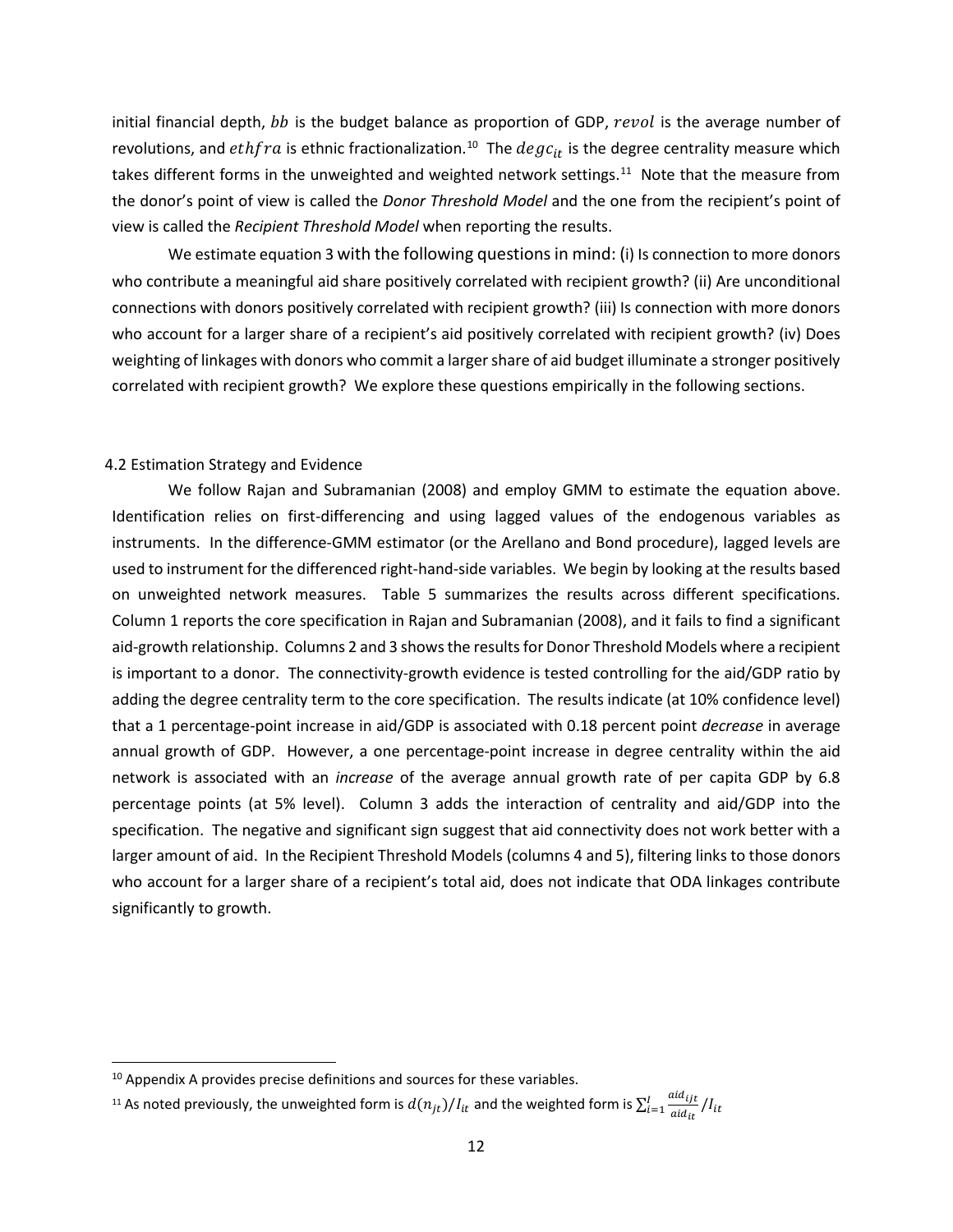initial financial depth, $bb$ is the budget balance as proportion of GDP, $revol$ is the average number of revolutions, and $ethfra$ is ethnic fractionalization.[10] The $degc_{it}$ is the degree centrality measure which takes different forms in the unweighted and weighted network settings.[11] Note that the measure from the donor's point of view is called the *Donor Threshold Model* and the one from the recipient's point of view is called the *Recipient Threshold Model* when reporting the results.

We estimate equation 3 with the following questions in mind: (i) Is connection to more donors who contribute a meaningful aid share positively correlated with recipient growth? (ii) Are unconditional connections with donors positively correlated with recipient growth? (iii) Is connection with more donors who account for a larger share of a recipient's aid positively correlated with recipient growth? (iv) Does weighting of linkages with donors who commit a larger share of aid budget illuminate a stronger positively correlated with recipient growth? We explore these questions empirically in the following sections.

### 4.2 Estimation Strategy and Evidence

We follow Rajan and Subramanian (2008) and employ GMM to estimate the equation above. Identification relies on first-differencing and using lagged values of the endogenous variables as instruments. In the difference-GMM estimator (or the Arellano and Bond procedure), lagged levels are used to instrument for the differenced right-hand-side variables. We begin by looking at the results based on unweighted network measures. Table 5 summarizes the results across different specifications. Column 1 reports the core specification in Rajan and Subramanian (2008), and it fails to find a significant aid-growth relationship. Columns 2 and 3 shows the results for Donor Threshold Models where a recipient is important to a donor. The connectivity-growth evidence is tested controlling for the aid/GDP ratio by adding the degree centrality term to the core specification. The results indicate (at 10% confidence level) that a 1 percentage-point increase in aid/GDP is associated with 0.18 percent point *decrease* in average annual growth of GDP. However, a one percentage-point increase in degree centrality within the aid network is associated with an *increase* of the average annual growth rate of per capita GDP by 6.8 percentage points (at 5% level). Column 3 adds the interaction of centrality and aid/GDP into the specification. The negative and significant sign suggest that aid connectivity does not work better with a larger amount of aid. In the Recipient Threshold Models (columns 4 and 5), filtering links to those donors who account for a larger share of a recipient's total aid, does not indicate that ODA linkages contribute significantly to growth.

[10] Appendix A provides precise definitions and sources for these variables.

[11] As noted previously, the unweighted form is $d(n_{jt})/I_{it}$ and the weighted form is $\sum_{i=1}^{I} \frac{aid_{ijt}}{aid_{it}} / I_{it}$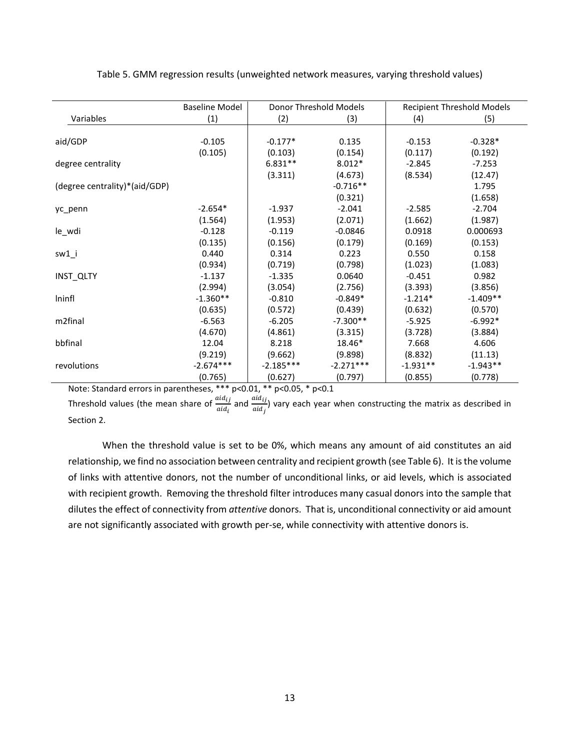Table 5. GMM regression results (unweighted network measures, varying threshold values)

| | Baseline Model | Donor Threshold Models | | Recipient Threshold Models | |
|---|---|---|---|---|---|
| Variables | (1) | (2) | (3) | (4) | (5) |
| aid/GDP | -0.105 | -0.177* | 0.135 | -0.153 | -0.328* |
| | (0.105) | (0.103) | (0.154) | (0.117) | (0.192) |
| degree centrality | | 6.831** | 8.012* | -2.845 | -7.253 |
| | | (3.311) | (4.673) | (8.534) | (12.47) |
| (degree centrality)*(aid/GDP) | | | -0.716** | | 1.795 |
| | | | (0.321) | | (1.658) |
| yc_penn | -2.654* | -1.937 | -2.041 | -2.585 | -2.704 |
| | (1.564) | (1.953) | (2.071) | (1.662) | (1.987) |
| le_wdi | -0.128 | -0.119 | -0.0846 | 0.0918 | 0.000693 |
| | (0.135) | (0.156) | (0.179) | (0.169) | (0.153) |
| sw1_i | 0.440 | 0.314 | 0.223 | 0.550 | 0.158 |
| | (0.934) | (0.719) | (0.798) | (1.023) | (1.083) |
| INST_QLTY | -1.137 | -1.335 | 0.0640 | -0.451 | 0.982 |
| | (2.994) | (3.054) | (2.756) | (3.393) | (3.856) |
| lninfl | -1.360** | -0.810 | -0.849* | -1.214* | -1.409** |
| | (0.635) | (0.572) | (0.439) | (0.632) | (0.570) |
| m2final | -6.563 | -6.205 | -7.300** | -5.925 | -6.992* |
| | (4.670) | (4.861) | (3.315) | (3.728) | (3.884) |
| bbfinal | 12.04 | 8.218 | 18.46* | 7.668 | 4.606 |
| | (9.219) | (9.662) | (9.898) | (8.832) | (11.13) |
| revolutions | -2.674*** | -2.185*** | -2.271*** | -1.931** | -1.943** |
| | (0.765) | (0.627) | (0.797) | (0.855) | (0.778) |

Note: Standard errors in parentheses, *** p<0.01, ** p<0.05, * p<0.1

Threshold values (the mean share of $\frac{aid_{ij}}{aid_i}$ and $\frac{aid_{ij}}{aid_j}$) vary each year when constructing the matrix as described in Section 2.

When the threshold value is set to be 0%, which means any amount of aid constitutes an aid relationship, we find no association between centrality and recipient growth (see Table 6). It is the volume of links with attentive donors, not the number of unconditional links, or aid levels, which is associated with recipient growth. Removing the threshold filter introduces many casual donors into the sample that dilutes the effect of connectivity from *attentive* donors. That is, unconditional connectivity or aid amount are not significantly associated with growth per-se, while connectivity with attentive donors is.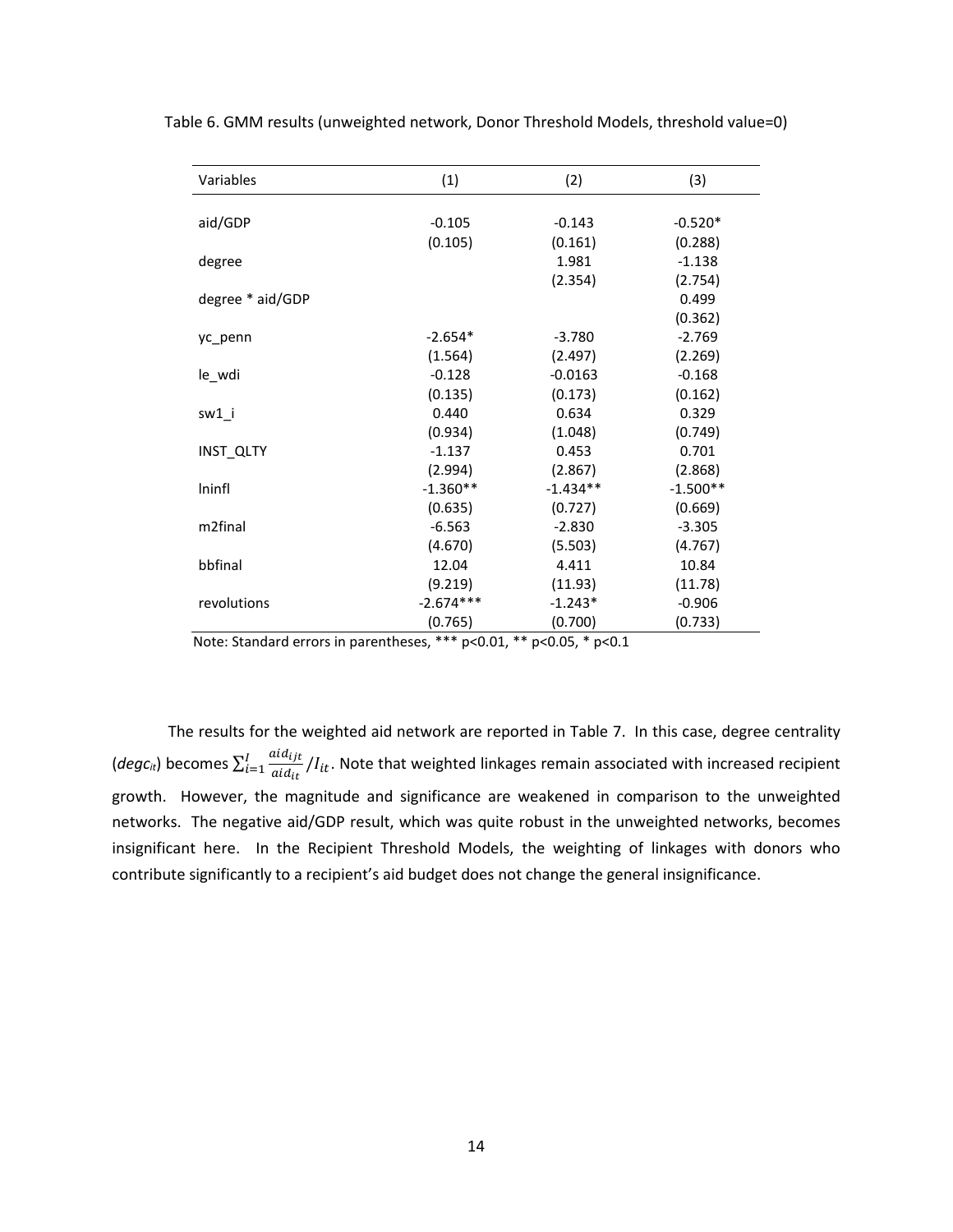Table 6. GMM results (unweighted network, Donor Threshold Models, threshold value=0)

| Variables | (1) | (2) | (3) |
|---|---|---|---|
| aid/GDP | -0.105 | -0.143 | -0.520* |
| | (0.105) | (0.161) | (0.288) |
| degree | | 1.981 | -1.138 |
| | | (2.354) | (2.754) |
| degree * aid/GDP | | | 0.499 |
| | | | (0.362) |
| yc_penn | -2.654* | -3.780 | -2.769 |
| | (1.564) | (2.497) | (2.269) |
| le_wdi | -0.128 | -0.0163 | -0.168 |
| | (0.135) | (0.173) | (0.162) |
| sw1_i | 0.440 | 0.634 | 0.329 |
| | (0.934) | (1.048) | (0.749) |
| INST_QLTY | -1.137 | 0.453 | 0.701 |
| | (2.994) | (2.867) | (2.868) |
| lninfl | -1.360** | -1.434** | -1.500** |
| | (0.635) | (0.727) | (0.669) |
| m2final | -6.563 | -2.830 | -3.305 |
| | (4.670) | (5.503) | (4.767) |
| bbfinal | 12.04 | 4.411 | 10.84 |
| | (9.219) | (11.93) | (11.78) |
| revolutions | -2.674*** | -1.243* | -0.906 |
| | (0.765) | (0.700) | (0.733) |

Note: Standard errors in parentheses, *** p<0.01, ** p<0.05, * p<0.1

The results for the weighted aid network are reported in Table 7. In this case, degree centrality (*degc*$_{it}$) becomes $\sum_{i=1}^{I} \frac{aid_{ijt}}{aid_{it}} / I_{it}$. Note that weighted linkages remain associated with increased recipient growth. However, the magnitude and significance are weakened in comparison to the unweighted networks. The negative aid/GDP result, which was quite robust in the unweighted networks, becomes insignificant here. In the Recipient Threshold Models, the weighting of linkages with donors who contribute significantly to a recipient's aid budget does not change the general insignificance.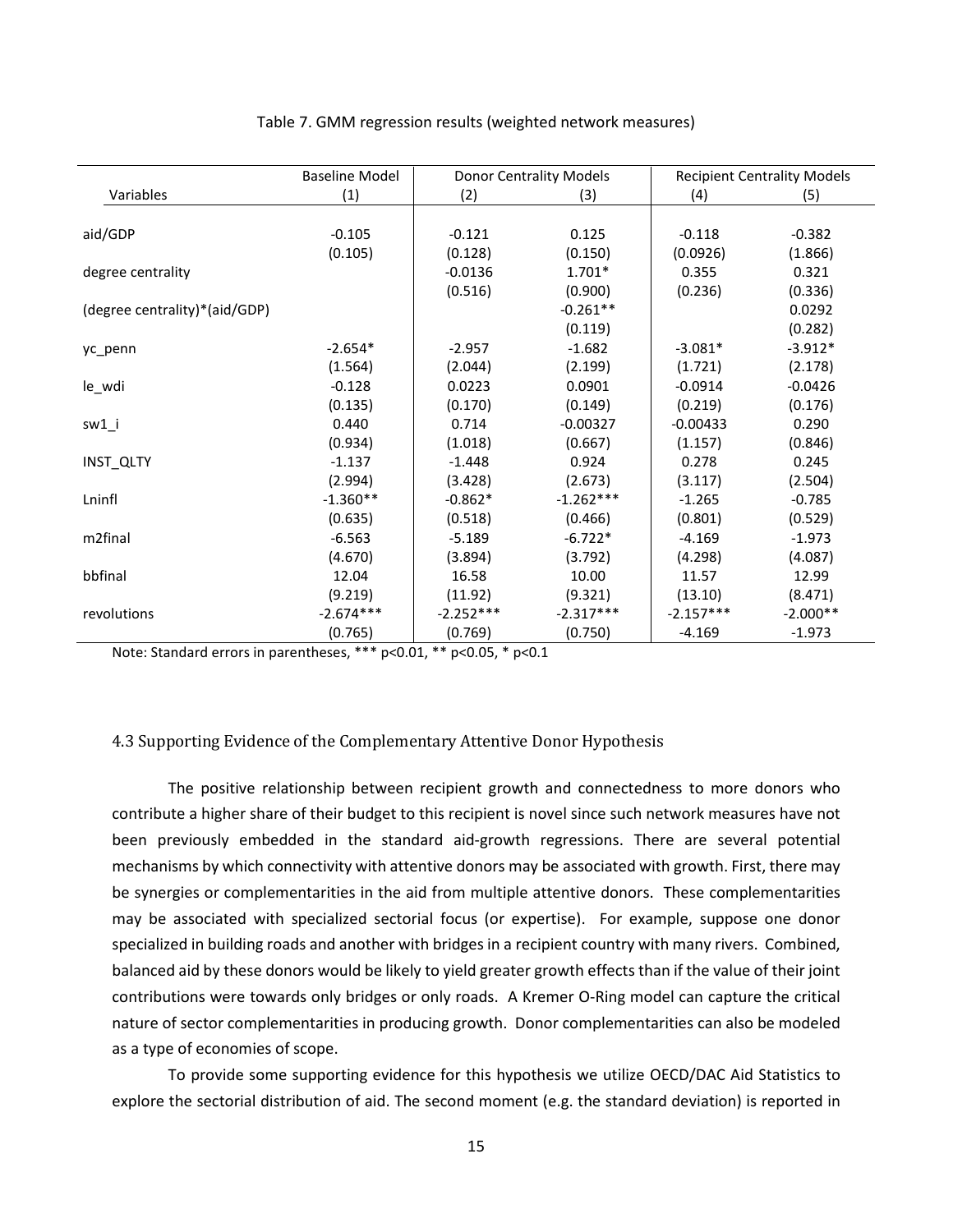Table 7. GMM regression results (weighted network measures)

| | Baseline Model | Donor Centrality Models | | Recipient Centrality Models | |
|---|---|---|---|---|---|
| Variables | (1) | (2) | (3) | (4) | (5) |
| aid/GDP | -0.105 | -0.121 | 0.125 | -0.118 | -0.382 |
| | (0.105) | (0.128) | (0.150) | (0.0926) | (1.866) |
| degree centrality | | -0.0136 | 1.701* | 0.355 | 0.321 |
| | | (0.516) | (0.900) | (0.236) | (0.336) |
| (degree centrality)*(aid/GDP) | | | -0.261** | | 0.0292 |
| | | | (0.119) | | (0.282) |
| yc_penn | -2.654* | -2.957 | -1.682 | -3.081* | -3.912* |
| | (1.564) | (2.044) | (2.199) | (1.721) | (2.178) |
| le_wdi | -0.128 | 0.0223 | 0.0901 | -0.0914 | -0.0426 |
| | (0.135) | (0.170) | (0.149) | (0.219) | (0.176) |
| sw1_i | 0.440 | 0.714 | -0.00327 | -0.00433 | 0.290 |
| | (0.934) | (1.018) | (0.667) | (1.157) | (0.846) |
| INST_QLTY | -1.137 | -1.448 | 0.924 | 0.278 | 0.245 |
| | (2.994) | (3.428) | (2.673) | (3.117) | (2.504) |
| Lninfl | -1.360** | -0.862* | -1.262*** | -1.265 | -0.785 |
| | (0.635) | (0.518) | (0.466) | (0.801) | (0.529) |
| m2final | -6.563 | -5.189 | -6.722* | -4.169 | -1.973 |
| | (4.670) | (3.894) | (3.792) | (4.298) | (4.087) |
| bbfinal | 12.04 | 16.58 | 10.00 | 11.57 | 12.99 |
| | (9.219) | (11.92) | (9.321) | (13.10) | (8.471) |
| revolutions | -2.674*** | -2.252*** | -2.317*** | -2.157*** | -2.000** |
| | (0.765) | (0.769) | (0.750) | -4.169 | -1.973 |

Note: Standard errors in parentheses, *** p<0.01, ** p<0.05, * p<0.1

### 4.3 Supporting Evidence of the Complementary Attentive Donor Hypothesis

The positive relationship between recipient growth and connectedness to more donors who contribute a higher share of their budget to this recipient is novel since such network measures have not been previously embedded in the standard aid-growth regressions. There are several potential mechanisms by which connectivity with attentive donors may be associated with growth. First, there may be synergies or complementarities in the aid from multiple attentive donors. These complementarities may be associated with specialized sectorial focus (or expertise). For example, suppose one donor specialized in building roads and another with bridges in a recipient country with many rivers. Combined, balanced aid by these donors would be likely to yield greater growth effects than if the value of their joint contributions were towards only bridges or only roads. A Kremer O-Ring model can capture the critical nature of sector complementarities in producing growth. Donor complementarities can also be modeled as a type of economies of scope.

To provide some supporting evidence for this hypothesis we utilize OECD/DAC Aid Statistics to explore the sectorial distribution of aid. The second moment (e.g. the standard deviation) is reported in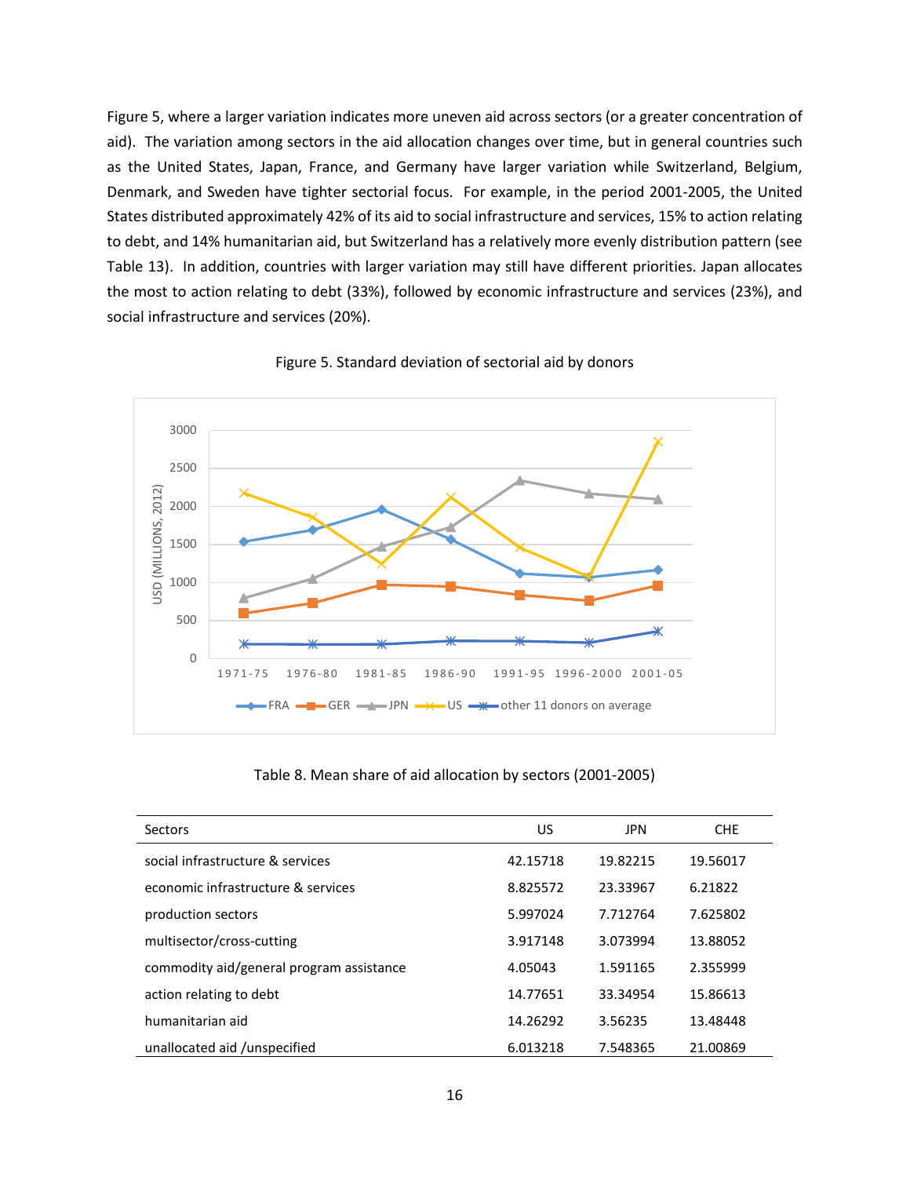Figure 5, where a larger variation indicates more uneven aid across sectors (or a greater concentration of aid). The variation among sectors in the aid allocation changes over time, but in general countries such as the United States, Japan, France, and Germany have larger variation while Switzerland, Belgium, Denmark, and Sweden have tighter sectorial focus. For example, in the period 2001-2005, the United States distributed approximately 42% of its aid to social infrastructure and services, 15% to action relating to debt, and 14% humanitarian aid, but Switzerland has a relatively more evenly distribution pattern (see Table 13). In addition, countries with larger variation may still have different priorities. Japan allocates the most to action relating to debt (33%), followed by economic infrastructure and services (23%), and social infrastructure and services (20%).

Figure 5. Standard deviation of sectorial aid by donors

USD (MILLIONS, 2012)

3000
2500
2000
1500
1000
500
0

1971-75 1976-80 1981-85 1986-90 1991-95 1996-2000 2001-05

FRA GER JPN US other 11 donors on average

Table 8. Mean share of aid allocation by sectors (2001-2005)

| Sectors | US | JPN | CHE |
|---|---|---|---|
| social infrastructure & services | 42.15718 | 19.82215 | 19.56017 |
| economic infrastructure & services | 8.825572 | 23.33967 | 6.21822 |
| production sectors | 5.997024 | 7.712764 | 7.625802 |
| multisector/cross-cutting | 3.917148 | 3.073994 | 13.88052 |
| commodity aid/general program assistance | 4.05043 | 1.591165 | 2.355999 |
| action relating to debt | 14.77651 | 33.34954 | 15.86613 |
| humanitarian aid | 14.26292 | 3.56235 | 13.48448 |
| unallocated aid /unspecified | 6.013218 | 7.548365 | 21.00869 |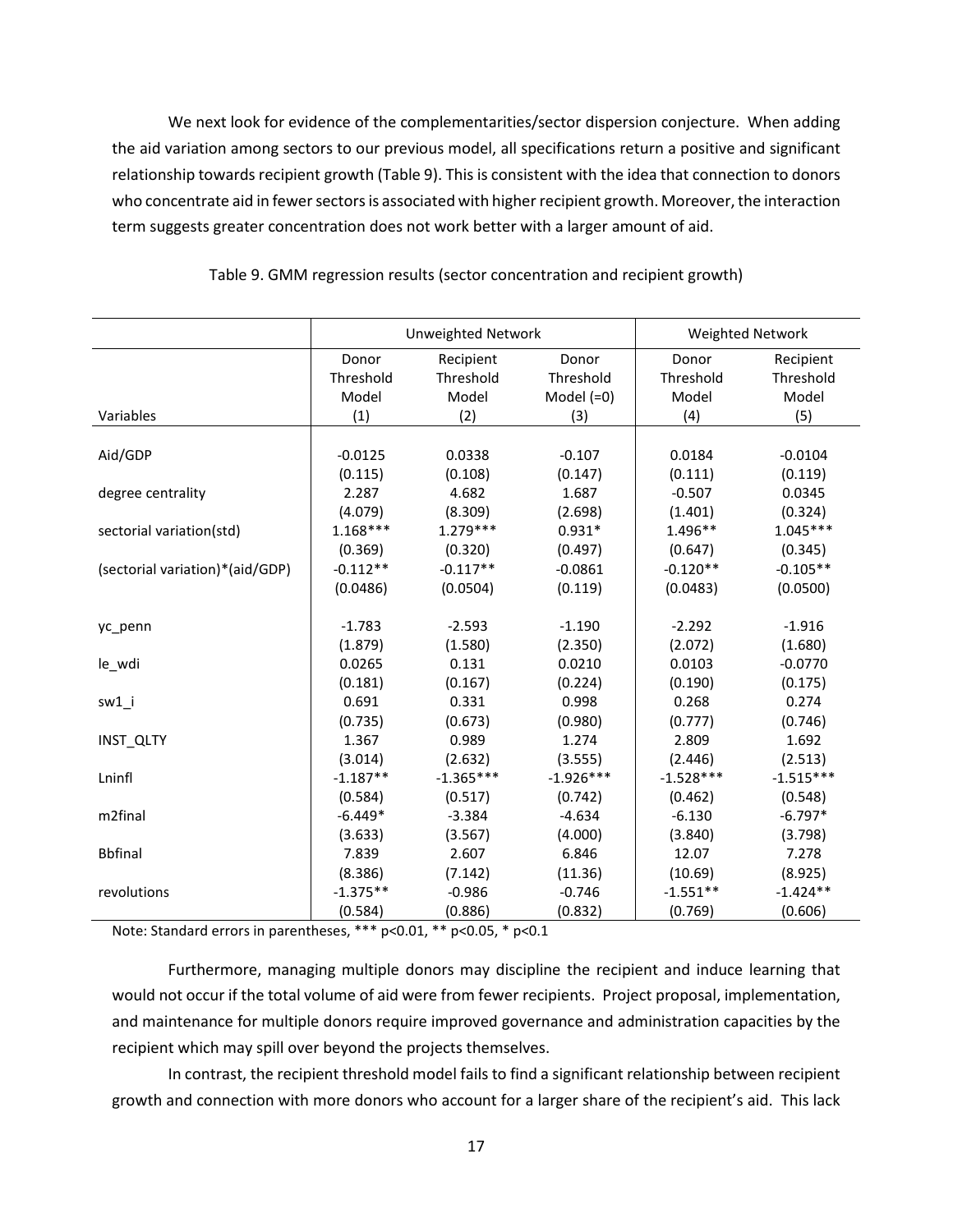We next look for evidence of the complementarities/sector dispersion conjecture. When adding the aid variation among sectors to our previous model, all specifications return a positive and significant relationship towards recipient growth (Table 9). This is consistent with the idea that connection to donors who concentrate aid in fewer sectors is associated with higher recipient growth. Moreover, the interaction term suggests greater concentration does not work better with a larger amount of aid.

Table 9. GMM regression results (sector concentration and recipient growth)

| | Unweighted Network | | | Weighted Network | |
|---|---|---|---|---|---|
| Variables | Donor Threshold Model (1) | Recipient Threshold Model (2) | Donor Threshold Model (=0) (3) | Donor Threshold Model (4) | Recipient Threshold Model (5) |
| Aid/GDP | -0.0125 | 0.0338 | -0.107 | 0.0184 | -0.0104 |
| | (0.115) | (0.108) | (0.147) | (0.111) | (0.119) |
| degree centrality | 2.287 | 4.682 | 1.687 | -0.507 | 0.0345 |
| | (4.079) | (8.309) | (2.698) | (1.401) | (0.324) |
| sectorial variation(std) | 1.168*** | 1.279*** | 0.931* | 1.496** | 1.045*** |
| | (0.369) | (0.320) | (0.497) | (0.647) | (0.345) |
| (sectorial variation)*(aid/GDP) | -0.112** | -0.117** | -0.0861 | -0.120** | -0.105** |
| | (0.0486) | (0.0504) | (0.119) | (0.0483) | (0.0500) |
| yc_penn | -1.783 | -2.593 | -1.190 | -2.292 | -1.916 |
| | (1.879) | (1.580) | (2.350) | (2.072) | (1.680) |
| le_wdi | 0.0265 | 0.131 | 0.0210 | 0.0103 | -0.0770 |
| | (0.181) | (0.167) | (0.224) | (0.190) | (0.175) |
| sw1_i | 0.691 | 0.331 | 0.998 | 0.268 | 0.274 |
| | (0.735) | (0.673) | (0.980) | (0.777) | (0.746) |
| INST_QLTY | 1.367 | 0.989 | 1.274 | 2.809 | 1.692 |
| | (3.014) | (2.632) | (3.555) | (2.446) | (2.513) |
| Lninfl | -1.187** | -1.365*** | -1.926*** | -1.528*** | -1.515*** |
| | (0.584) | (0.517) | (0.742) | (0.462) | (0.548) |
| m2final | -6.449* | -3.384 | -4.634 | -6.130 | -6.797* |
| | (3.633) | (3.567) | (4.000) | (3.840) | (3.798) |
| Bbfinal | 7.839 | 2.607 | 6.846 | 12.07 | 7.278 |
| | (8.386) | (7.142) | (11.36) | (10.69) | (8.925) |
| revolutions | -1.375** | -0.986 | -0.746 | -1.551** | -1.424** |
| | (0.584) | (0.886) | (0.832) | (0.769) | (0.606) |

Note: Standard errors in parentheses, *** p<0.01, ** p<0.05, * p<0.1

Furthermore, managing multiple donors may discipline the recipient and induce learning that would not occur if the total volume of aid were from fewer recipients. Project proposal, implementation, and maintenance for multiple donors require improved governance and administration capacities by the recipient which may spill over beyond the projects themselves.

In contrast, the recipient threshold model fails to find a significant relationship between recipient growth and connection with more donors who account for a larger share of the recipient's aid. This lack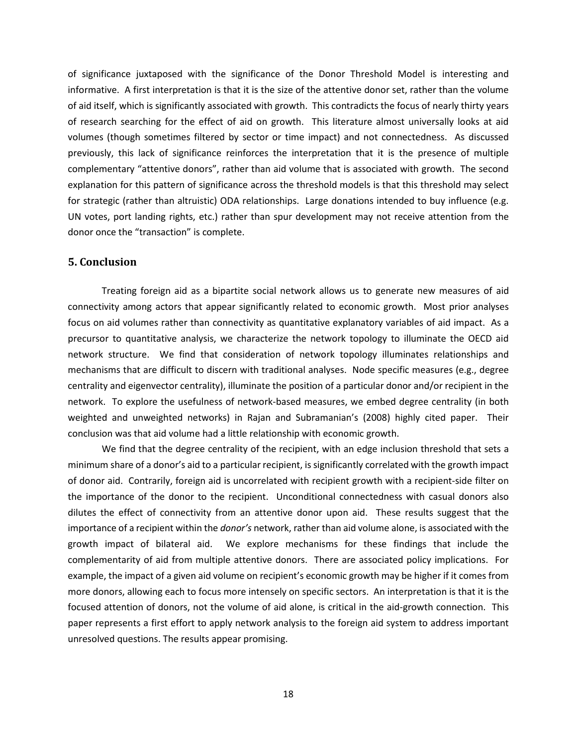of significance juxtaposed with the significance of the Donor Threshold Model is interesting and informative. A first interpretation is that it is the size of the attentive donor set, rather than the volume of aid itself, which is significantly associated with growth. This contradicts the focus of nearly thirty years of research searching for the effect of aid on growth. This literature almost universally looks at aid volumes (though sometimes filtered by sector or time impact) and not connectedness. As discussed previously, this lack of significance reinforces the interpretation that it is the presence of multiple complementary "attentive donors", rather than aid volume that is associated with growth. The second explanation for this pattern of significance across the threshold models is that this threshold may select for strategic (rather than altruistic) ODA relationships. Large donations intended to buy influence (e.g. UN votes, port landing rights, etc.) rather than spur development may not receive attention from the donor once the "transaction" is complete.

## 5. Conclusion

Treating foreign aid as a bipartite social network allows us to generate new measures of aid connectivity among actors that appear significantly related to economic growth. Most prior analyses focus on aid volumes rather than connectivity as quantitative explanatory variables of aid impact. As a precursor to quantitative analysis, we characterize the network topology to illuminate the OECD aid network structure. We find that consideration of network topology illuminates relationships and mechanisms that are difficult to discern with traditional analyses. Node specific measures (e.g., degree centrality and eigenvector centrality), illuminate the position of a particular donor and/or recipient in the network. To explore the usefulness of network-based measures, we embed degree centrality (in both weighted and unweighted networks) in Rajan and Subramanian's (2008) highly cited paper. Their conclusion was that aid volume had a little relationship with economic growth.

We find that the degree centrality of the recipient, with an edge inclusion threshold that sets a minimum share of a donor's aid to a particular recipient, is significantly correlated with the growth impact of donor aid. Contrarily, foreign aid is uncorrelated with recipient growth with a recipient-side filter on the importance of the donor to the recipient. Unconditional connectedness with casual donors also dilutes the effect of connectivity from an attentive donor upon aid. These results suggest that the importance of a recipient within the *donor's* network, rather than aid volume alone, is associated with the growth impact of bilateral aid. We explore mechanisms for these findings that include the complementarity of aid from multiple attentive donors. There are associated policy implications. For example, the impact of a given aid volume on recipient's economic growth may be higher if it comes from more donors, allowing each to focus more intensely on specific sectors. An interpretation is that it is the focused attention of donors, not the volume of aid alone, is critical in the aid-growth connection. This paper represents a first effort to apply network analysis to the foreign aid system to address important unresolved questions. The results appear promising.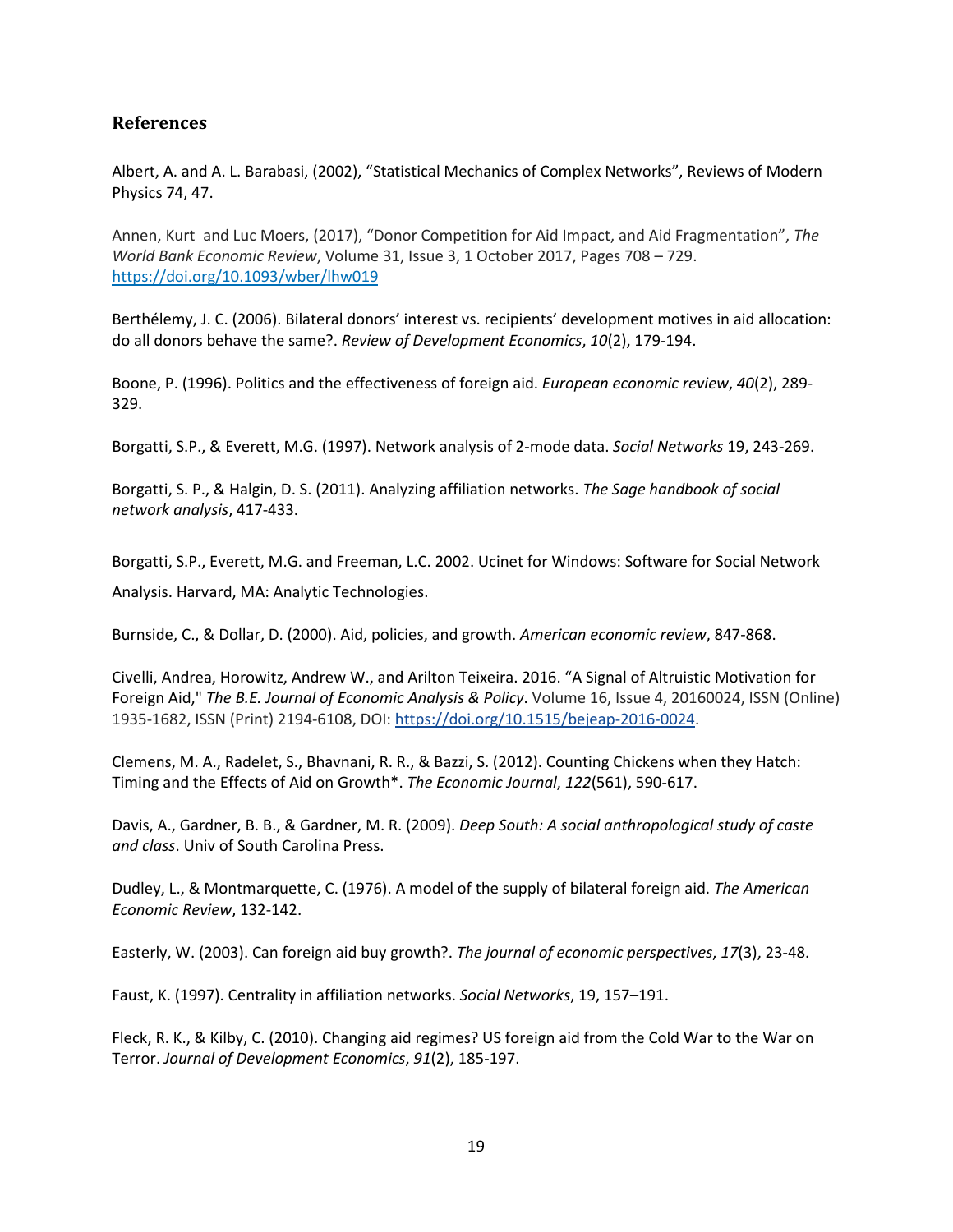## References

Albert, A. and A. L. Barabasi, (2002), "Statistical Mechanics of Complex Networks", Reviews of Modern Physics 74, 47.

Annen, Kurt and Luc Moers, (2017), "Donor Competition for Aid Impact, and Aid Fragmentation", *The World Bank Economic Review*, Volume 31, Issue 3, 1 October 2017, Pages 708 – 729. https://doi.org/10.1093/wber/lhw019

Berthélemy, J. C. (2006). Bilateral donors' interest vs. recipients' development motives in aid allocation: do all donors behave the same?. *Review of Development Economics*, *10*(2), 179-194.

Boone, P. (1996). Politics and the effectiveness of foreign aid. *European economic review*, *40*(2), 289-329.

Borgatti, S.P., & Everett, M.G. (1997). Network analysis of 2-mode data. *Social Networks* 19, 243-269.

Borgatti, S. P., & Halgin, D. S. (2011). Analyzing affiliation networks. *The Sage handbook of social network analysis*, 417-433.

Borgatti, S.P., Everett, M.G. and Freeman, L.C. 2002. Ucinet for Windows: Software for Social Network Analysis. Harvard, MA: Analytic Technologies.

Burnside, C., & Dollar, D. (2000). Aid, policies, and growth. *American economic review*, 847-868.

Civelli, Andrea, Horowitz, Andrew W., and Arilton Teixeira. 2016. "A Signal of Altruistic Motivation for Foreign Aid," *The B.E. Journal of Economic Analysis & Policy*. Volume 16, Issue 4, 20160024, ISSN (Online) 1935-1682, ISSN (Print) 2194-6108, DOI: https://doi.org/10.1515/bejeap-2016-0024.

Clemens, M. A., Radelet, S., Bhavnani, R. R., & Bazzi, S. (2012). Counting Chickens when they Hatch: Timing and the Effects of Aid on Growth*. *The Economic Journal*, *122*(561), 590-617.

Davis, A., Gardner, B. B., & Gardner, M. R. (2009). *Deep South: A social anthropological study of caste and class*. Univ of South Carolina Press.

Dudley, L., & Montmarquette, C. (1976). A model of the supply of bilateral foreign aid. *The American Economic Review*, 132-142.

Easterly, W. (2003). Can foreign aid buy growth?. *The journal of economic perspectives*, *17*(3), 23-48.

Faust, K. (1997). Centrality in affiliation networks. *Social Networks*, 19, 157–191.

Fleck, R. K., & Kilby, C. (2010). Changing aid regimes? US foreign aid from the Cold War to the War on Terror. *Journal of Development Economics*, *91*(2), 185-197.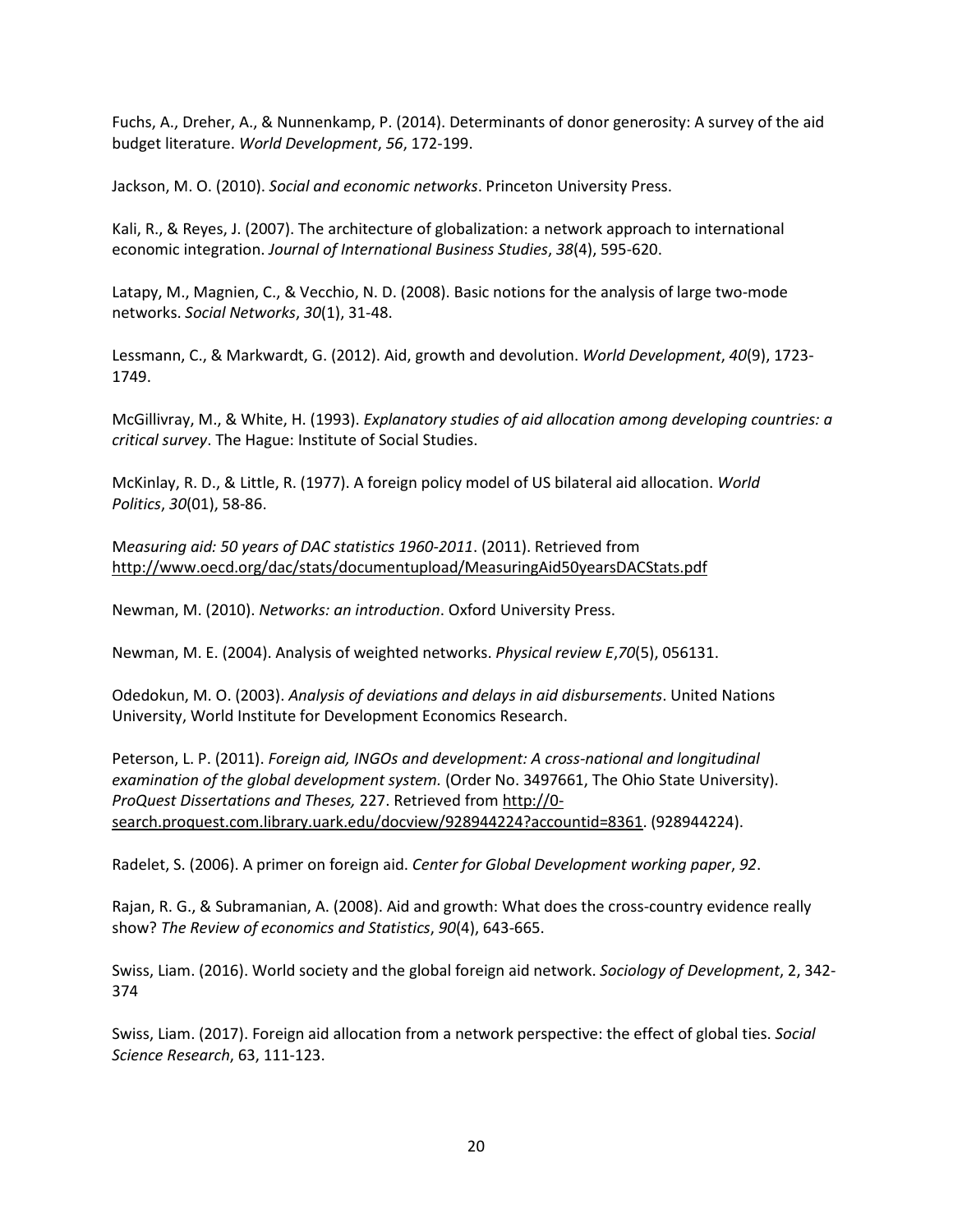Fuchs, A., Dreher, A., & Nunnenkamp, P. (2014). Determinants of donor generosity: A survey of the aid budget literature. *World Development*, *56*, 172-199.

Jackson, M. O. (2010). *Social and economic networks*. Princeton University Press.

Kali, R., & Reyes, J. (2007). The architecture of globalization: a network approach to international economic integration. *Journal of International Business Studies*, *38*(4), 595-620.

Latapy, M., Magnien, C., & Vecchio, N. D. (2008). Basic notions for the analysis of large two-mode networks. *Social Networks*, *30*(1), 31-48.

Lessmann, C., & Markwardt, G. (2012). Aid, growth and devolution. *World Development*, *40*(9), 1723-1749.

McGillivray, M., & White, H. (1993). *Explanatory studies of aid allocation among developing countries: a critical survey*. The Hague: Institute of Social Studies.

McKinlay, R. D., & Little, R. (1977). A foreign policy model of US bilateral aid allocation. *World Politics*, *30*(01), 58-86.

M*easuring aid: 50 years of DAC statistics 1960-2011*. (2011). Retrieved from http://www.oecd.org/dac/stats/documentupload/MeasuringAid50yearsDACStats.pdf

Newman, M. (2010). *Networks: an introduction*. Oxford University Press.

Newman, M. E. (2004). Analysis of weighted networks. *Physical review E*,*70*(5), 056131.

Odedokun, M. O. (2003). *Analysis of deviations and delays in aid disbursements*. United Nations University, World Institute for Development Economics Research.

Peterson, L. P. (2011). *Foreign aid, INGOs and development: A cross-national and longitudinal examination of the global development system.* (Order No. 3497661, The Ohio State University). *ProQuest Dissertations and Theses,* 227. Retrieved from http://0-search.proquest.com.library.uark.edu/docview/928944224?accountid=8361. (928944224).

Radelet, S. (2006). A primer on foreign aid. *Center for Global Development working paper*, *92*.

Rajan, R. G., & Subramanian, A. (2008). Aid and growth: What does the cross-country evidence really show? *The Review of economics and Statistics*, *90*(4), 643-665.

Swiss, Liam. (2016). World society and the global foreign aid network. *Sociology of Development*, 2, 342-374

Swiss, Liam. (2017). Foreign aid allocation from a network perspective: the effect of global ties. *Social Science Research*, 63, 111-123.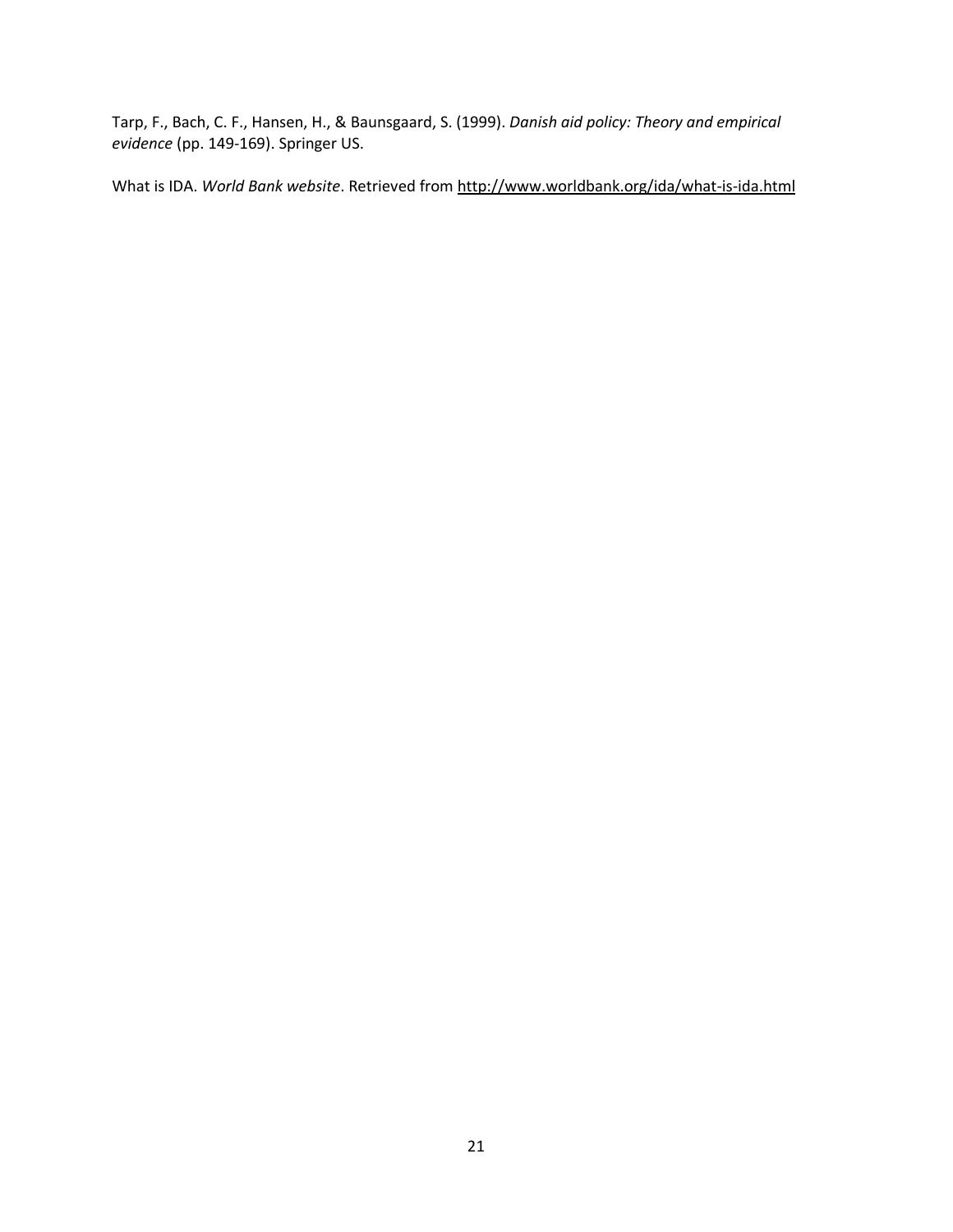Tarp, F., Bach, C. F., Hansen, H., & Baunsgaard, S. (1999). *Danish aid policy: Theory and empirical evidence* (pp. 149-169). Springer US.

What is IDA. *World Bank website*. Retrieved from http://www.worldbank.org/ida/what-is-ida.html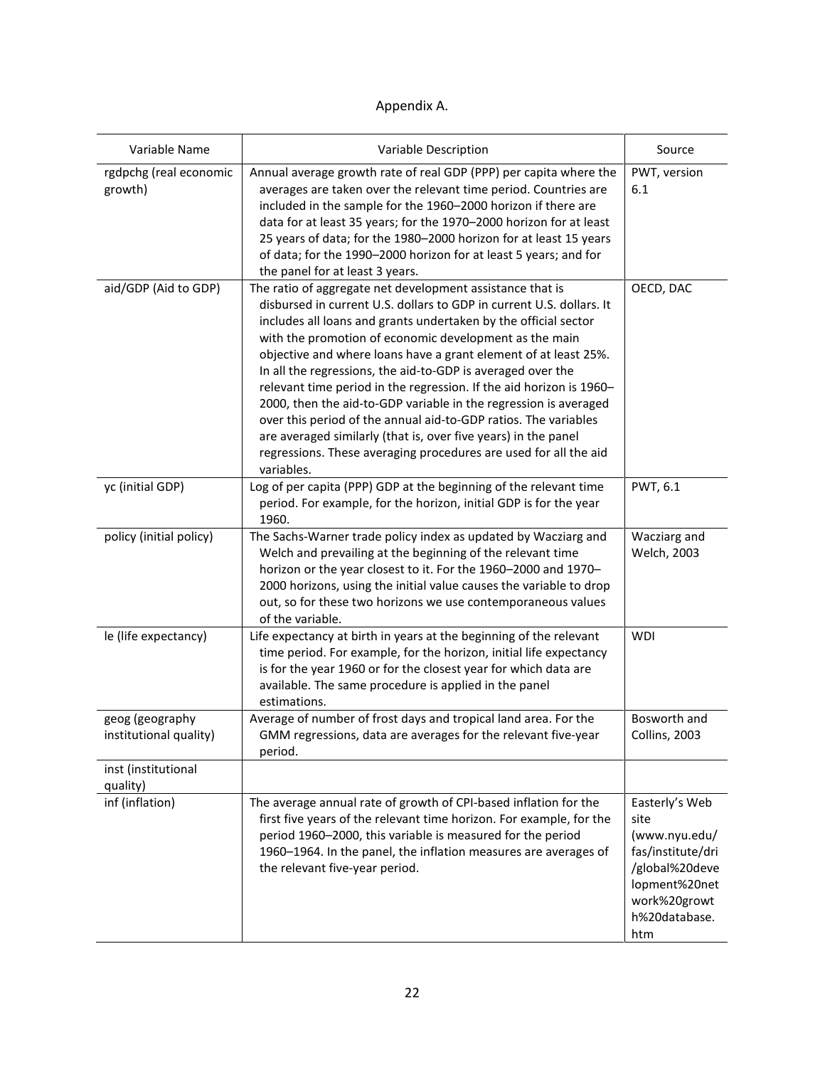Appendix A.

| Variable Name | Variable Description | Source |
|---|---|---|
| rgdpchg (real economic growth) | Annual average growth rate of real GDP (PPP) per capita where the averages are taken over the relevant time period. Countries are included in the sample for the 1960–2000 horizon if there are data for at least 35 years; for the 1970–2000 horizon for at least 25 years of data; for the 1980–2000 horizon for at least 15 years of data; for the 1990–2000 horizon for at least 5 years; and for the panel for at least 3 years. | PWT, version 6.1 |
| aid/GDP (Aid to GDP) | The ratio of aggregate net development assistance that is disbursed in current U.S. dollars to GDP in current U.S. dollars. It includes all loans and grants undertaken by the official sector with the promotion of economic development as the main objective and where loans have a grant element of at least 25%. In all the regressions, the aid-to-GDP is averaged over the relevant time period in the regression. If the aid horizon is 1960–2000, then the aid-to-GDP variable in the regression is averaged over this period of the annual aid-to-GDP ratios. The variables are averaged similarly (that is, over five years) in the panel regressions. These averaging procedures are used for all the aid variables. | OECD, DAC |
| yc (initial GDP) | Log of per capita (PPP) GDP at the beginning of the relevant time period. For example, for the horizon, initial GDP is for the year 1960. | PWT, 6.1 |
| policy (initial policy) | The Sachs-Warner trade policy index as updated by Wacziarg and Welch and prevailing at the beginning of the relevant time horizon or the year closest to it. For the 1960–2000 and 1970–2000 horizons, using the initial value causes the variable to drop out, so for these two horizons we use contemporaneous values of the variable. | Wacziarg and Welch, 2003 |
| le (life expectancy) | Life expectancy at birth in years at the beginning of the relevant time period. For example, for the horizon, initial life expectancy is for the year 1960 or for the closest year for which data are available. The same procedure is applied in the panel estimations. | WDI |
| geog (geography institutional quality) | Average of number of frost days and tropical land area. For the GMM regressions, data are averages for the relevant five-year period. | Bosworth and Collins, 2003 |
| inst (institutional quality) | | |
| inf (inflation) | The average annual rate of growth of CPI-based inflation for the first five years of the relevant time horizon. For example, for the period 1960–2000, this variable is measured for the period 1960–1964. In the panel, the inflation measures are averages of the relevant five-year period. | Easterly's Web site (www.nyu.edu/fas/institute/dri/global%20development%20network%20growth%20database.htm |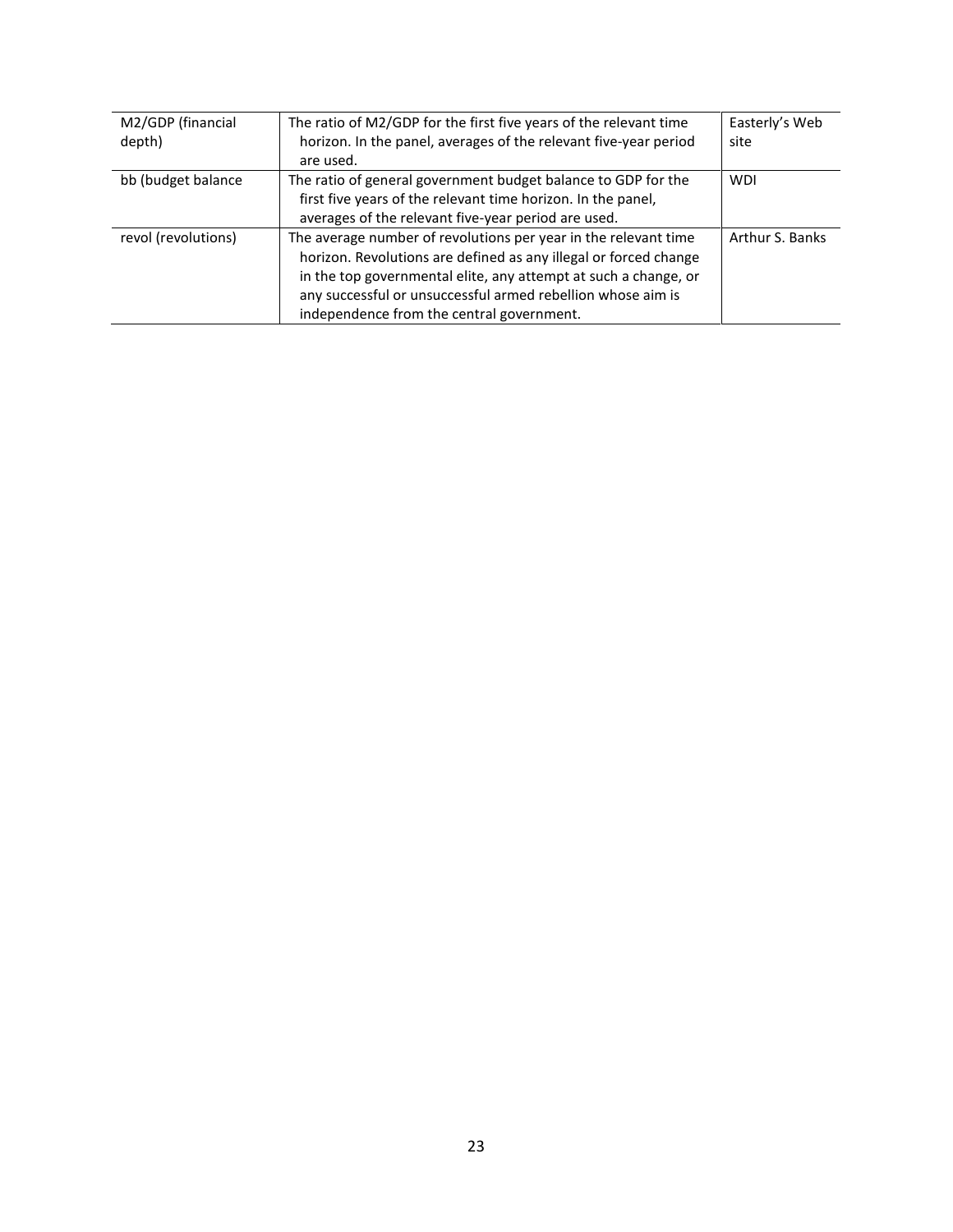| | | |
|---|---|---|
| M2/GDP (financial depth) | The ratio of M2/GDP for the first five years of the relevant time horizon. In the panel, averages of the relevant five-year period are used. | Easterly's Web site |
| bb (budget balance | The ratio of general government budget balance to GDP for the first five years of the relevant time horizon. In the panel, averages of the relevant five-year period are used. | WDI |
| revol (revolutions) | The average number of revolutions per year in the relevant time horizon. Revolutions are defined as any illegal or forced change in the top governmental elite, any attempt at such a change, or any successful or unsuccessful armed rebellion whose aim is independence from the central government. | Arthur S. Banks |